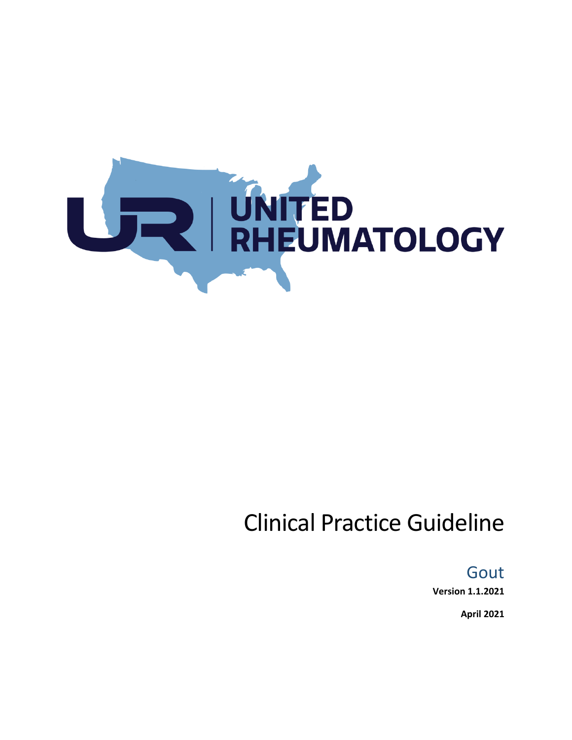UNITED RHEUMATOLOGY

# Clinical Practice Guideline

## Gout

**Version 1.1.2021**

**April 2021**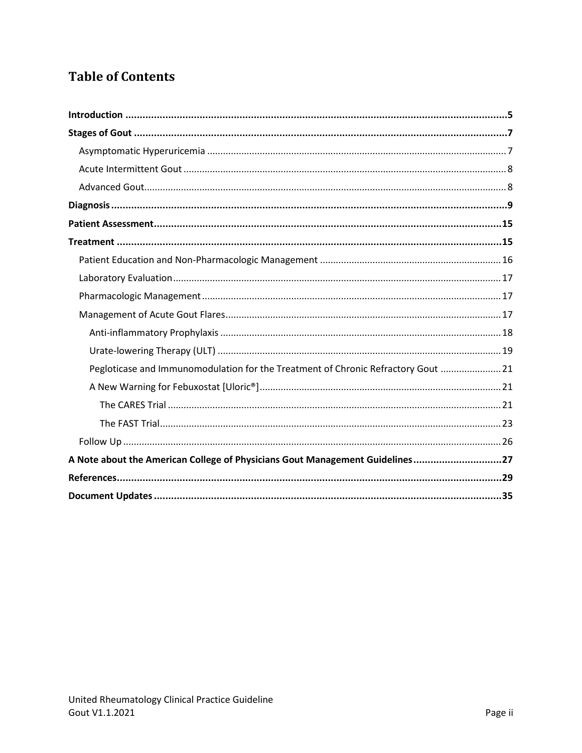# Table of Contents

**Introduction** .......... **5**

**Stages of Gout** .......... **7**

- Asymptomatic Hyperuricemia .......... 7
- Acute Intermittent Gout .......... 8
- Advanced Gout .......... 8

**Diagnosis** .......... **9**

**Patient Assessment** .......... **15**

**Treatment** .......... **15**

- Patient Education and Non-Pharmacologic Management .......... 16
- Laboratory Evaluation .......... 17
- Pharmacologic Management .......... 17
- Management of Acute Gout Flares .......... 17
  - Anti-inflammatory Prophylaxis .......... 18
  - Urate-lowering Therapy (ULT) .......... 19
  - Pegloticase and Immunomodulation for the Treatment of Chronic Refractory Gout .......... 21
  - A New Warning for Febuxostat [Uloric®] .......... 21
    - The CARES Trial .......... 21
    - The FAST Trial .......... 23
- Follow Up .......... 26

**A Note about the American College of Physicians Gout Management Guidelines** .......... **27**

**References** .......... **29**

**Document Updates** .......... **35**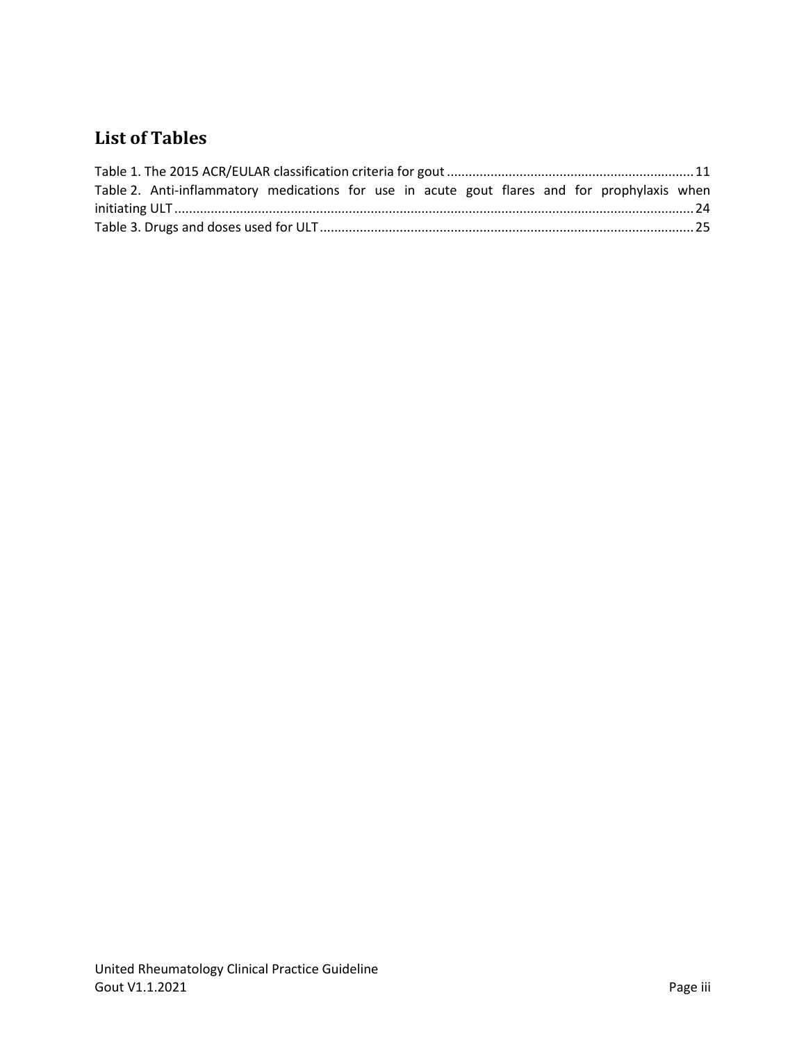## List of Tables

Table 1. The 2015 ACR/EULAR classification criteria for gout ........ 11
Table 2. Anti-inflammatory medications for use in acute gout flares and for prophylaxis when initiating ULT ........ 24
Table 3. Drugs and doses used for ULT ........ 25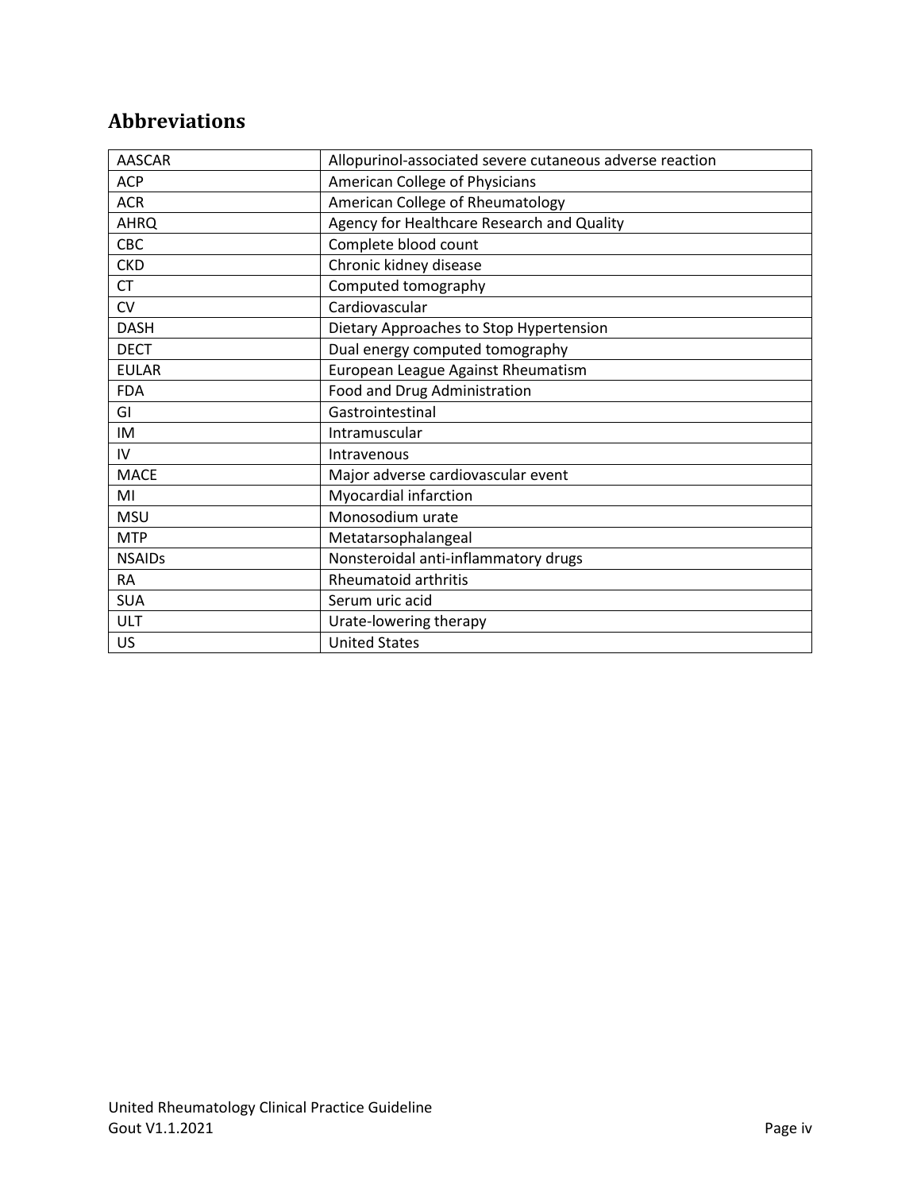## Abbreviations

| | |
|---|---|
| AASCAR | Allopurinol-associated severe cutaneous adverse reaction |
| ACP | American College of Physicians |
| ACR | American College of Rheumatology |
| AHRQ | Agency for Healthcare Research and Quality |
| CBC | Complete blood count |
| CKD | Chronic kidney disease |
| CT | Computed tomography |
| CV | Cardiovascular |
| DASH | Dietary Approaches to Stop Hypertension |
| DECT | Dual energy computed tomography |
| EULAR | European League Against Rheumatism |
| FDA | Food and Drug Administration |
| GI | Gastrointestinal |
| IM | Intramuscular |
| IV | Intravenous |
| MACE | Major adverse cardiovascular event |
| MI | Myocardial infarction |
| MSU | Monosodium urate |
| MTP | Metatarsophalangeal |
| NSAIDs | Nonsteroidal anti-inflammatory drugs |
| RA | Rheumatoid arthritis |
| SUA | Serum uric acid |
| ULT | Urate-lowering therapy |
| US | United States |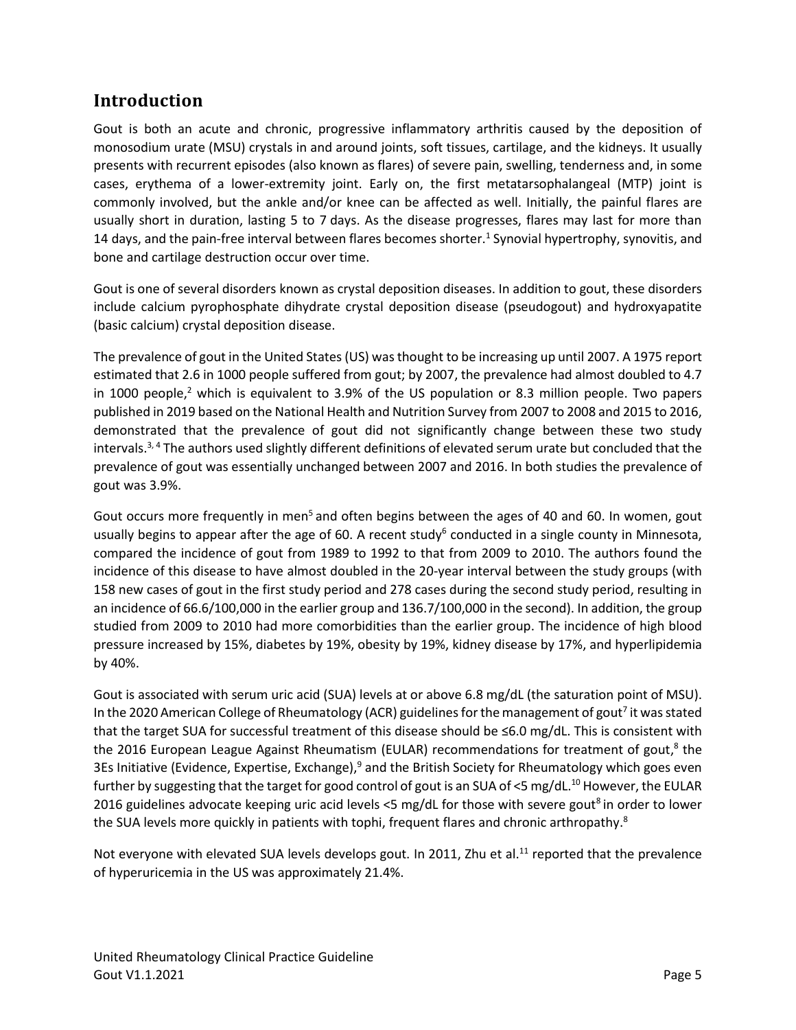## Introduction

Gout is both an acute and chronic, progressive inflammatory arthritis caused by the deposition of monosodium urate (MSU) crystals in and around joints, soft tissues, cartilage, and the kidneys. It usually presents with recurrent episodes (also known as flares) of severe pain, swelling, tenderness and, in some cases, erythema of a lower-extremity joint. Early on, the first metatarsophalangeal (MTP) joint is commonly involved, but the ankle and/or knee can be affected as well. Initially, the painful flares are usually short in duration, lasting 5 to 7 days. As the disease progresses, flares may last for more than 14 days, and the pain-free interval between flares becomes shorter.[1] Synovial hypertrophy, synovitis, and bone and cartilage destruction occur over time.

Gout is one of several disorders known as crystal deposition diseases. In addition to gout, these disorders include calcium pyrophosphate dihydrate crystal deposition disease (pseudogout) and hydroxyapatite (basic calcium) crystal deposition disease.

The prevalence of gout in the United States (US) was thought to be increasing up until 2007. A 1975 report estimated that 2.6 in 1000 people suffered from gout; by 2007, the prevalence had almost doubled to 4.7 in 1000 people,[2] which is equivalent to 3.9% of the US population or 8.3 million people. Two papers published in 2019 based on the National Health and Nutrition Survey from 2007 to 2008 and 2015 to 2016, demonstrated that the prevalence of gout did not significantly change between these two study intervals.[3,4] The authors used slightly different definitions of elevated serum urate but concluded that the prevalence of gout was essentially unchanged between 2007 and 2016. In both studies the prevalence of gout was 3.9%.

Gout occurs more frequently in men[5] and often begins between the ages of 40 and 60. In women, gout usually begins to appear after the age of 60. A recent study[6] conducted in a single county in Minnesota, compared the incidence of gout from 1989 to 1992 to that from 2009 to 2010. The authors found the incidence of this disease to have almost doubled in the 20-year interval between the study groups (with 158 new cases of gout in the first study period and 278 cases during the second study period, resulting in an incidence of 66.6/100,000 in the earlier group and 136.7/100,000 in the second). In addition, the group studied from 2009 to 2010 had more comorbidities than the earlier group. The incidence of high blood pressure increased by 15%, diabetes by 19%, obesity by 19%, kidney disease by 17%, and hyperlipidemia by 40%.

Gout is associated with serum uric acid (SUA) levels at or above 6.8 mg/dL (the saturation point of MSU). In the 2020 American College of Rheumatology (ACR) guidelines for the management of gout[7] it was stated that the target SUA for successful treatment of this disease should be ≤6.0 mg/dL. This is consistent with the 2016 European League Against Rheumatism (EULAR) recommendations for treatment of gout,[8] the 3Es Initiative (Evidence, Expertise, Exchange),[9] and the British Society for Rheumatology which goes even further by suggesting that the target for good control of gout is an SUA of <5 mg/dL.[10] However, the EULAR 2016 guidelines advocate keeping uric acid levels <5 mg/dL for those with severe gout[8] in order to lower the SUA levels more quickly in patients with tophi, frequent flares and chronic arthropathy.[8]

Not everyone with elevated SUA levels develops gout. In 2011, Zhu et al.[11] reported that the prevalence of hyperuricemia in the US was approximately 21.4%.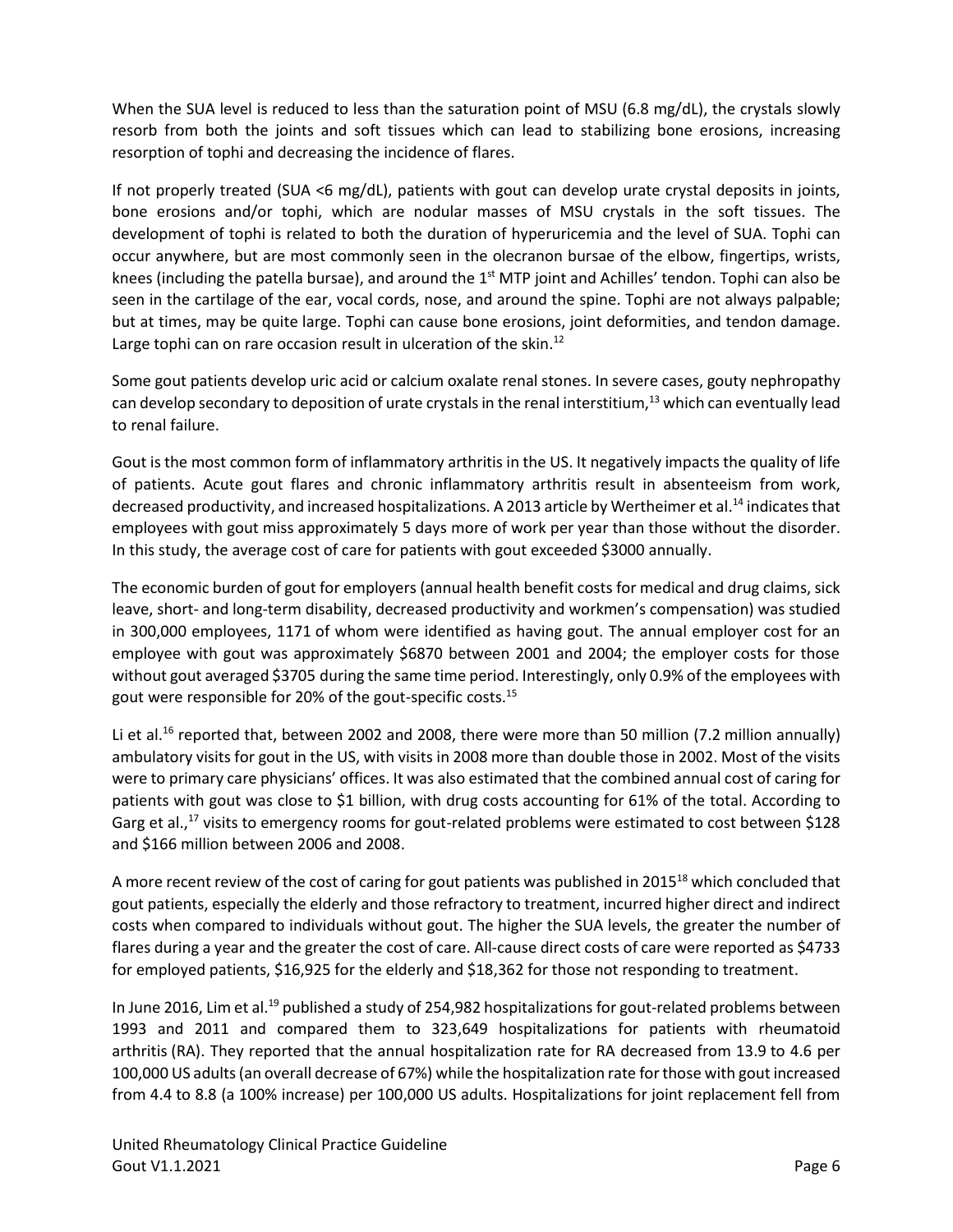When the SUA level is reduced to less than the saturation point of MSU (6.8 mg/dL), the crystals slowly resorb from both the joints and soft tissues which can lead to stabilizing bone erosions, increasing resorption of tophi and decreasing the incidence of flares.

If not properly treated (SUA <6 mg/dL), patients with gout can develop urate crystal deposits in joints, bone erosions and/or tophi, which are nodular masses of MSU crystals in the soft tissues. The development of tophi is related to both the duration of hyperuricemia and the level of SUA. Tophi can occur anywhere, but are most commonly seen in the olecranon bursae of the elbow, fingertips, wrists, knees (including the patella bursae), and around the 1st MTP joint and Achilles' tendon. Tophi can also be seen in the cartilage of the ear, vocal cords, nose, and around the spine. Tophi are not always palpable; but at times, may be quite large. Tophi can cause bone erosions, joint deformities, and tendon damage. Large tophi can on rare occasion result in ulceration of the skin.[12]

Some gout patients develop uric acid or calcium oxalate renal stones. In severe cases, gouty nephropathy can develop secondary to deposition of urate crystals in the renal interstitium,[13] which can eventually lead to renal failure.

Gout is the most common form of inflammatory arthritis in the US. It negatively impacts the quality of life of patients. Acute gout flares and chronic inflammatory arthritis result in absenteeism from work, decreased productivity, and increased hospitalizations. A 2013 article by Wertheimer et al.[14] indicates that employees with gout miss approximately 5 days more of work per year than those without the disorder. In this study, the average cost of care for patients with gout exceeded $3000 annually.

The economic burden of gout for employers (annual health benefit costs for medical and drug claims, sick leave, short- and long-term disability, decreased productivity and workmen's compensation) was studied in 300,000 employees, 1171 of whom were identified as having gout. The annual employer cost for an employee with gout was approximately $6870 between 2001 and 2004; the employer costs for those without gout averaged $3705 during the same time period. Interestingly, only 0.9% of the employees with gout were responsible for 20% of the gout-specific costs.[15]

Li et al.[16] reported that, between 2002 and 2008, there were more than 50 million (7.2 million annually) ambulatory visits for gout in the US, with visits in 2008 more than double those in 2002. Most of the visits were to primary care physicians' offices. It was also estimated that the combined annual cost of caring for patients with gout was close to $1 billion, with drug costs accounting for 61% of the total. According to Garg et al.,[17] visits to emergency rooms for gout-related problems were estimated to cost between $128 and $166 million between 2006 and 2008.

A more recent review of the cost of caring for gout patients was published in 2015[18] which concluded that gout patients, especially the elderly and those refractory to treatment, incurred higher direct and indirect costs when compared to individuals without gout. The higher the SUA levels, the greater the number of flares during a year and the greater the cost of care. All-cause direct costs of care were reported as $4733 for employed patients, $16,925 for the elderly and $18,362 for those not responding to treatment.

In June 2016, Lim et al.[19] published a study of 254,982 hospitalizations for gout-related problems between 1993 and 2011 and compared them to 323,649 hospitalizations for patients with rheumatoid arthritis (RA). They reported that the annual hospitalization rate for RA decreased from 13.9 to 4.6 per 100,000 US adults (an overall decrease of 67%) while the hospitalization rate for those with gout increased from 4.4 to 8.8 (a 100% increase) per 100,000 US adults. Hospitalizations for joint replacement fell from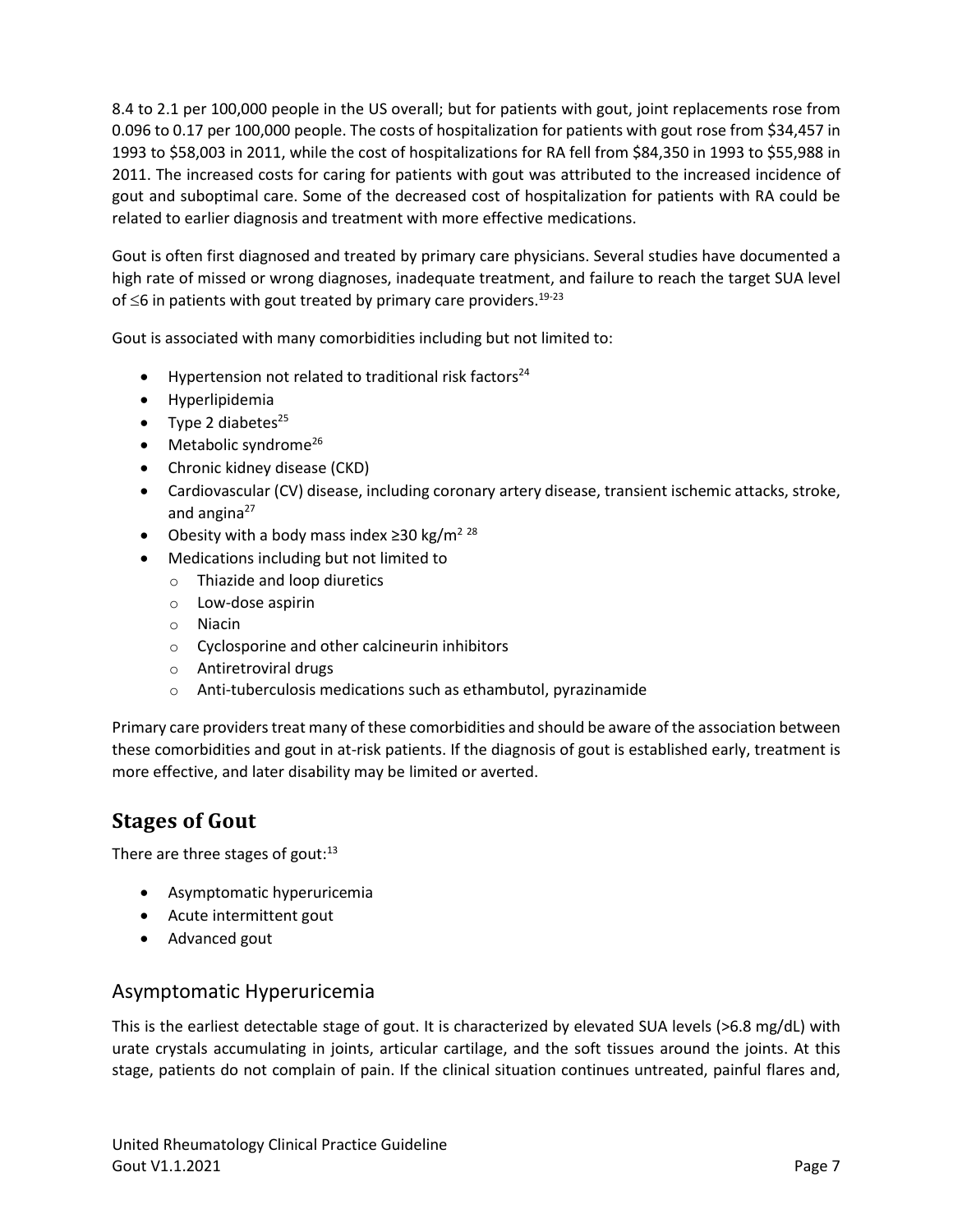8.4 to 2.1 per 100,000 people in the US overall; but for patients with gout, joint replacements rose from 0.096 to 0.17 per 100,000 people. The costs of hospitalization for patients with gout rose from $34,457 in 1993 to $58,003 in 2011, while the cost of hospitalizations for RA fell from $84,350 in 1993 to $55,988 in 2011. The increased costs for caring for patients with gout was attributed to the increased incidence of gout and suboptimal care. Some of the decreased cost of hospitalization for patients with RA could be related to earlier diagnosis and treatment with more effective medications.

Gout is often first diagnosed and treated by primary care physicians. Several studies have documented a high rate of missed or wrong diagnoses, inadequate treatment, and failure to reach the target SUA level of ≤6 in patients with gout treated by primary care providers.[19-23]

Gout is associated with many comorbidities including but not limited to:

- Hypertension not related to traditional risk factors[24]
- Hyperlipidemia
- Type 2 diabetes[25]
- Metabolic syndrome[26]
- Chronic kidney disease (CKD)
- Cardiovascular (CV) disease, including coronary artery disease, transient ischemic attacks, stroke, and angina[27]
- Obesity with a body mass index ≥30 kg/m$^2$ [28]
- Medications including but not limited to
  - Thiazide and loop diuretics
  - Low-dose aspirin
  - Niacin
  - Cyclosporine and other calcineurin inhibitors
  - Antiretroviral drugs
  - Anti-tuberculosis medications such as ethambutol, pyrazinamide

Primary care providers treat many of these comorbidities and should be aware of the association between these comorbidities and gout in at-risk patients. If the diagnosis of gout is established early, treatment is more effective, and later disability may be limited or averted.

## Stages of Gout

There are three stages of gout:[13]

- Asymptomatic hyperuricemia
- Acute intermittent gout
- Advanced gout

### Asymptomatic Hyperuricemia

This is the earliest detectable stage of gout. It is characterized by elevated SUA levels (>6.8 mg/dL) with urate crystals accumulating in joints, articular cartilage, and the soft tissues around the joints. At this stage, patients do not complain of pain. If the clinical situation continues untreated, painful flares and,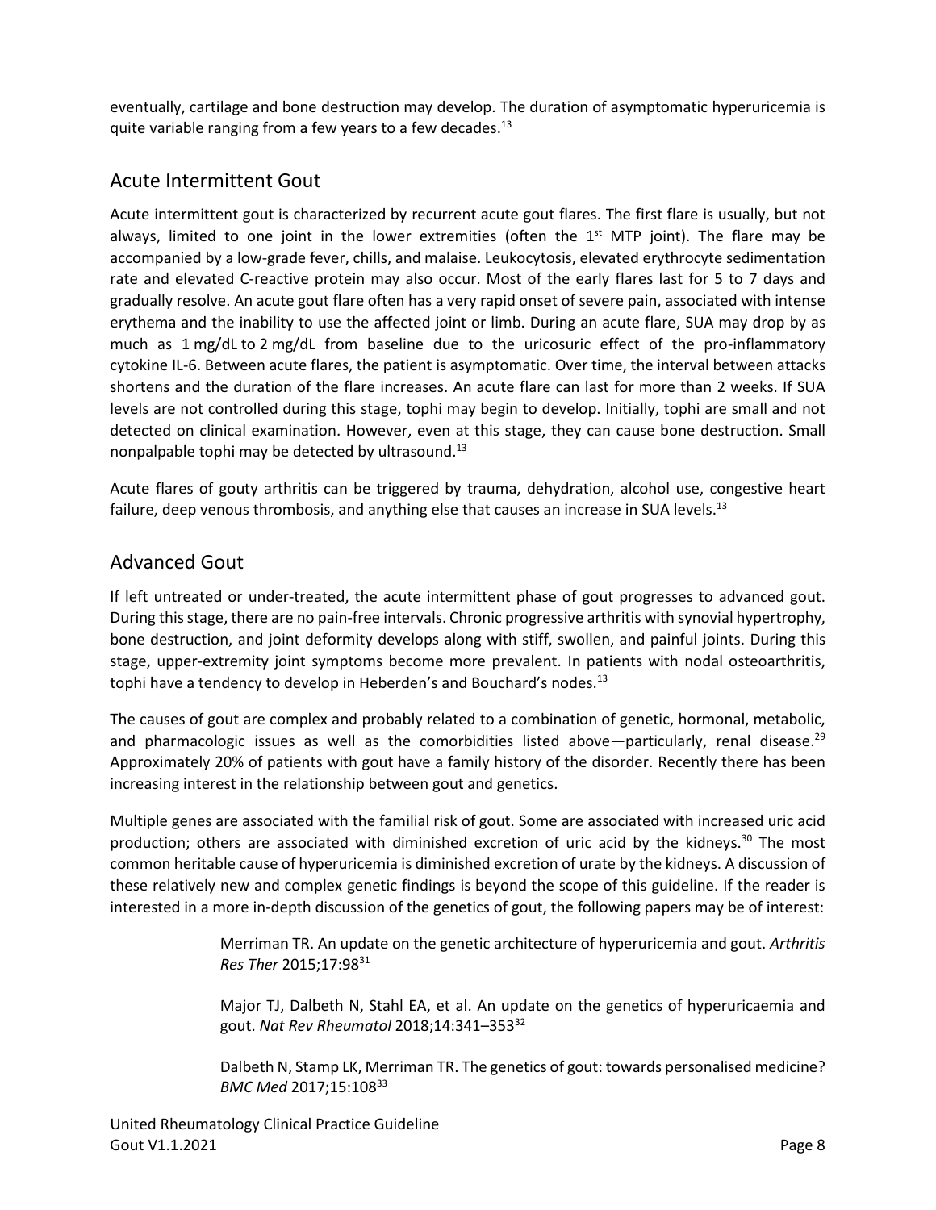eventually, cartilage and bone destruction may develop. The duration of asymptomatic hyperuricemia is quite variable ranging from a few years to a few decades.[13]

## Acute Intermittent Gout

Acute intermittent gout is characterized by recurrent acute gout flares. The first flare is usually, but not always, limited to one joint in the lower extremities (often the 1st MTP joint). The flare may be accompanied by a low-grade fever, chills, and malaise. Leukocytosis, elevated erythrocyte sedimentation rate and elevated C-reactive protein may also occur. Most of the early flares last for 5 to 7 days and gradually resolve. An acute gout flare often has a very rapid onset of severe pain, associated with intense erythema and the inability to use the affected joint or limb. During an acute flare, SUA may drop by as much as 1 mg/dL to 2 mg/dL from baseline due to the uricosuric effect of the pro-inflammatory cytokine IL-6. Between acute flares, the patient is asymptomatic. Over time, the interval between attacks shortens and the duration of the flare increases. An acute flare can last for more than 2 weeks. If SUA levels are not controlled during this stage, tophi may begin to develop. Initially, tophi are small and not detected on clinical examination. However, even at this stage, they can cause bone destruction. Small nonpalpable tophi may be detected by ultrasound.[13]

Acute flares of gouty arthritis can be triggered by trauma, dehydration, alcohol use, congestive heart failure, deep venous thrombosis, and anything else that causes an increase in SUA levels.[13]

## Advanced Gout

If left untreated or under-treated, the acute intermittent phase of gout progresses to advanced gout. During this stage, there are no pain-free intervals. Chronic progressive arthritis with synovial hypertrophy, bone destruction, and joint deformity develops along with stiff, swollen, and painful joints. During this stage, upper-extremity joint symptoms become more prevalent. In patients with nodal osteoarthritis, tophi have a tendency to develop in Heberden's and Bouchard's nodes.[13]

The causes of gout are complex and probably related to a combination of genetic, hormonal, metabolic, and pharmacologic issues as well as the comorbidities listed above—particularly, renal disease.[29] Approximately 20% of patients with gout have a family history of the disorder. Recently there has been increasing interest in the relationship between gout and genetics.

Multiple genes are associated with the familial risk of gout. Some are associated with increased uric acid production; others are associated with diminished excretion of uric acid by the kidneys.[30] The most common heritable cause of hyperuricemia is diminished excretion of urate by the kidneys. A discussion of these relatively new and complex genetic findings is beyond the scope of this guideline. If the reader is interested in a more in-depth discussion of the genetics of gout, the following papers may be of interest:

> Merriman TR. An update on the genetic architecture of hyperuricemia and gout. *Arthritis Res Ther* 2015;17:98[31]
>
> Major TJ, Dalbeth N, Stahl EA, et al. An update on the genetics of hyperuricaemia and gout. *Nat Rev Rheumatol* 2018;14:341–353[32]
>
> Dalbeth N, Stamp LK, Merriman TR. The genetics of gout: towards personalised medicine? *BMC Med* 2017;15:108[33]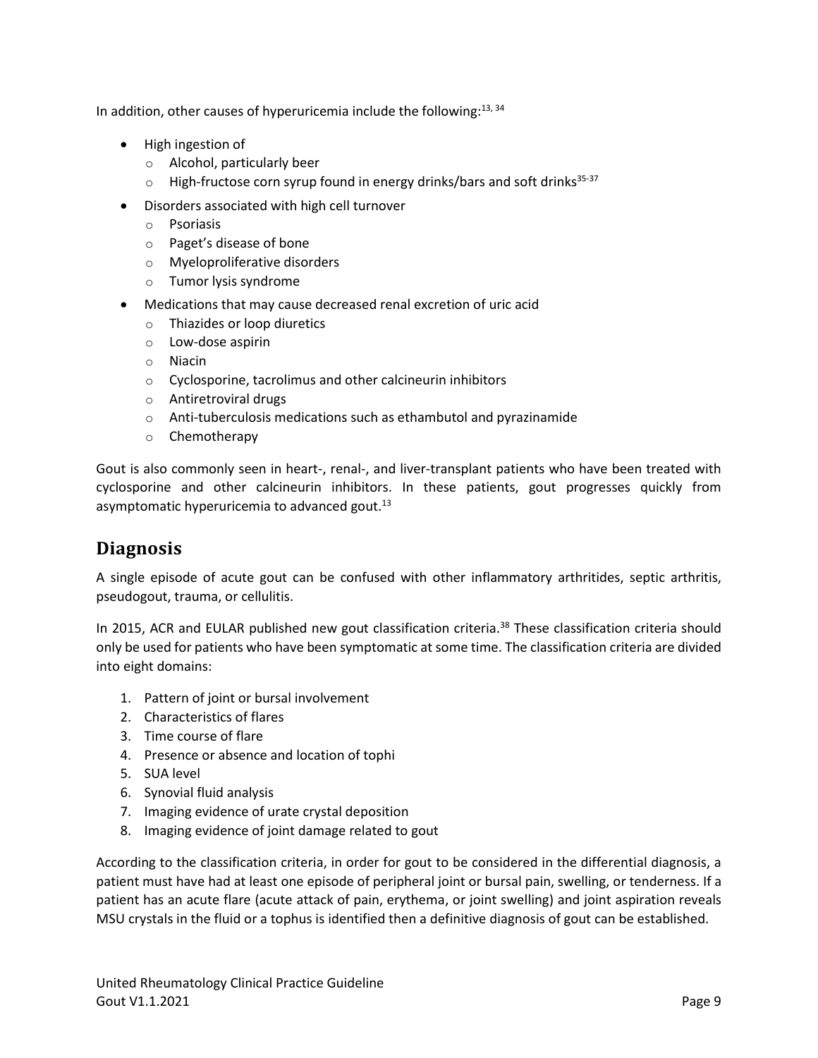In addition, other causes of hyperuricemia include the following:[13, 34]

- High ingestion of
  - Alcohol, particularly beer
  - High-fructose corn syrup found in energy drinks/bars and soft drinks[35-37]
- Disorders associated with high cell turnover
  - Psoriasis
  - Paget's disease of bone
  - Myeloproliferative disorders
  - Tumor lysis syndrome
- Medications that may cause decreased renal excretion of uric acid
  - Thiazides or loop diuretics
  - Low-dose aspirin
  - Niacin
  - Cyclosporine, tacrolimus and other calcineurin inhibitors
  - Antiretroviral drugs
  - Anti-tuberculosis medications such as ethambutol and pyrazinamide
  - Chemotherapy

Gout is also commonly seen in heart-, renal-, and liver-transplant patients who have been treated with cyclosporine and other calcineurin inhibitors. In these patients, gout progresses quickly from asymptomatic hyperuricemia to advanced gout.[13]

## Diagnosis

A single episode of acute gout can be confused with other inflammatory arthritides, septic arthritis, pseudogout, trauma, or cellulitis.

In 2015, ACR and EULAR published new gout classification criteria.[38] These classification criteria should only be used for patients who have been symptomatic at some time. The classification criteria are divided into eight domains:

1. Pattern of joint or bursal involvement
2. Characteristics of flares
3. Time course of flare
4. Presence or absence and location of tophi
5. SUA level
6. Synovial fluid analysis
7. Imaging evidence of urate crystal deposition
8. Imaging evidence of joint damage related to gout

According to the classification criteria, in order for gout to be considered in the differential diagnosis, a patient must have had at least one episode of peripheral joint or bursal pain, swelling, or tenderness. If a patient has an acute flare (acute attack of pain, erythema, or joint swelling) and joint aspiration reveals MSU crystals in the fluid or a tophus is identified then a definitive diagnosis of gout can be established.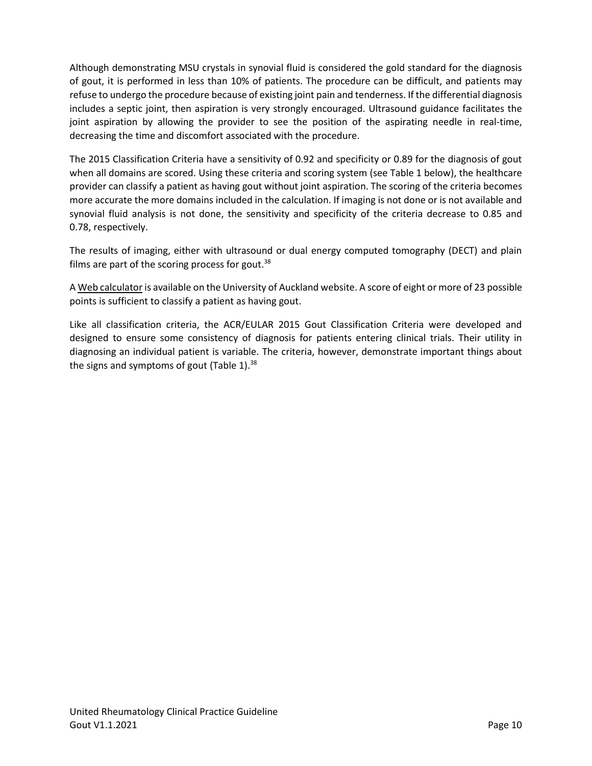Although demonstrating MSU crystals in synovial fluid is considered the gold standard for the diagnosis of gout, it is performed in less than 10% of patients. The procedure can be difficult, and patients may refuse to undergo the procedure because of existing joint pain and tenderness. If the differential diagnosis includes a septic joint, then aspiration is very strongly encouraged. Ultrasound guidance facilitates the joint aspiration by allowing the provider to see the position of the aspirating needle in real-time, decreasing the time and discomfort associated with the procedure.

The 2015 Classification Criteria have a sensitivity of 0.92 and specificity or 0.89 for the diagnosis of gout when all domains are scored. Using these criteria and scoring system (see Table 1 below), the healthcare provider can classify a patient as having gout without joint aspiration. The scoring of the criteria becomes more accurate the more domains included in the calculation. If imaging is not done or is not available and synovial fluid analysis is not done, the sensitivity and specificity of the criteria decrease to 0.85 and 0.78, respectively.

The results of imaging, either with ultrasound or dual energy computed tomography (DECT) and plain films are part of the scoring process for gout.[38]

A Web calculator is available on the University of Auckland website. A score of eight or more of 23 possible points is sufficient to classify a patient as having gout.

Like all classification criteria, the ACR/EULAR 2015 Gout Classification Criteria were developed and designed to ensure some consistency of diagnosis for patients entering clinical trials. Their utility in diagnosing an individual patient is variable. The criteria, however, demonstrate important things about the signs and symptoms of gout (Table 1).[38]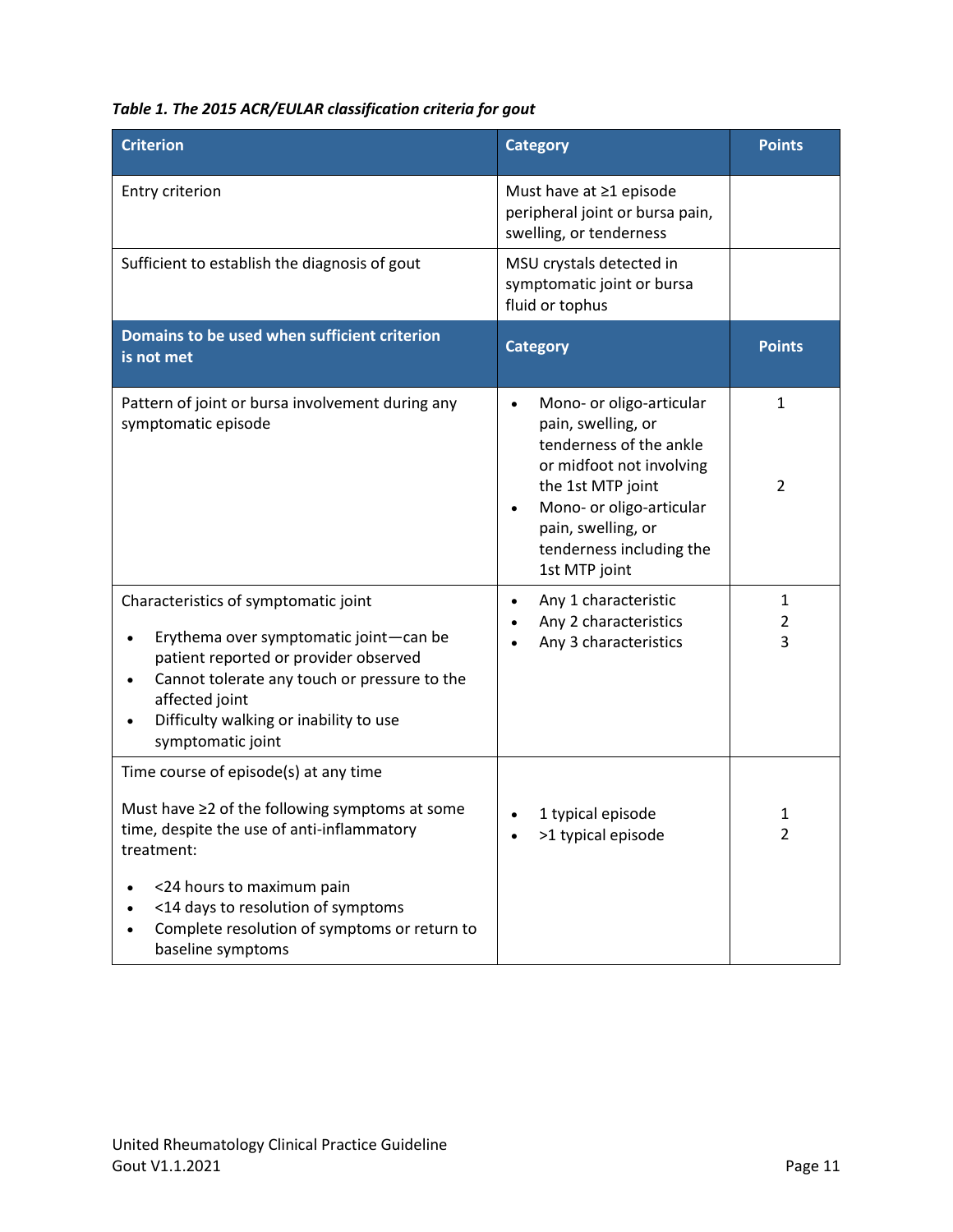*Table 1. The 2015 ACR/EULAR classification criteria for gout*

| Criterion | Category | Points |
|---|---|---|
| Entry criterion | Must have at ≥1 episode peripheral joint or bursa pain, swelling, or tenderness | |
| Sufficient to establish the diagnosis of gout | MSU crystals detected in symptomatic joint or bursa fluid or tophus | |
| **Domains to be used when sufficient criterion is not met** | **Category** | **Points** |
| Pattern of joint or bursa involvement during any symptomatic episode | • Mono- or oligo-articular pain, swelling, or tenderness of the ankle or midfoot not involving the 1st MTP joint<br>• Mono- or oligo-articular pain, swelling, or tenderness including the 1st MTP joint | 1<br>2 |
| Characteristics of symptomatic joint<br>• Erythema over symptomatic joint—can be patient reported or provider observed<br>• Cannot tolerate any touch or pressure to the affected joint<br>• Difficulty walking or inability to use symptomatic joint | • Any 1 characteristic<br>• Any 2 characteristics<br>• Any 3 characteristics | 1<br>2<br>3 |
| Time course of episode(s) at any time<br>Must have ≥2 of the following symptoms at some time, despite the use of anti-inflammatory treatment:<br>• <24 hours to maximum pain<br>• <14 days to resolution of symptoms<br>• Complete resolution of symptoms or return to baseline symptoms | • 1 typical episode<br>• >1 typical episode | 1<br>2 |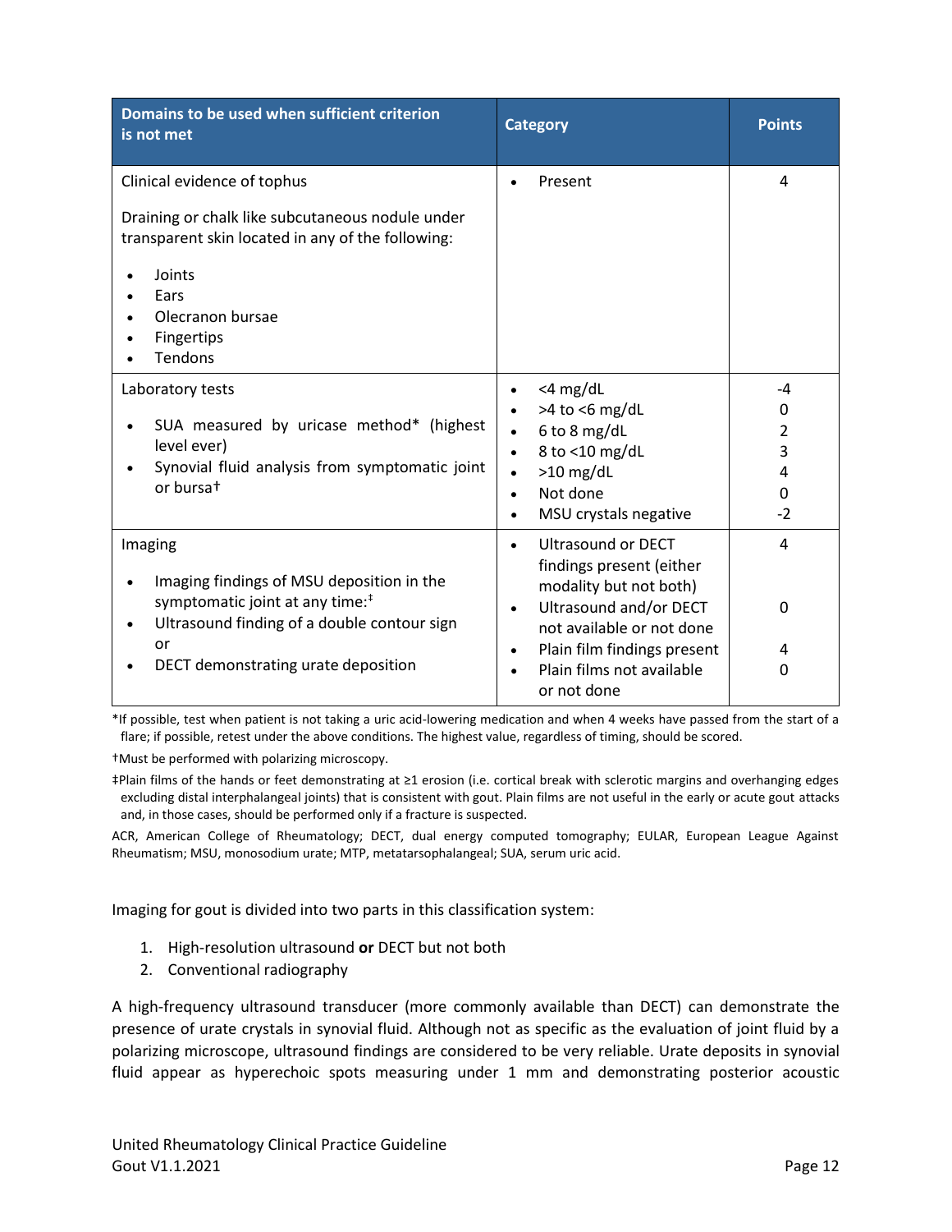| Domains to be used when sufficient criterion is not met | Category | Points |
|---|---|---|
| Clinical evidence of tophus<br><br>Draining or chalk like subcutaneous nodule under transparent skin located in any of the following:<br>• Joints<br>• Ears<br>• Olecranon bursae<br>• Fingertips<br>• Tendons | • Present | 4 |
| Laboratory tests<br><br>• SUA measured by uricase method* (highest level ever)<br>• Synovial fluid analysis from symptomatic joint or bursa† | • <4 mg/dL<br>• >4 to <6 mg/dL<br>• 6 to 8 mg/dL<br>• 8 to <10 mg/dL<br>• >10 mg/dL<br>• Not done<br>• MSU crystals negative | -4<br>0<br>2<br>3<br>4<br>0<br>-2 |
| Imaging<br><br>• Imaging findings of MSU deposition in the symptomatic joint at any time:‡<br>• Ultrasound finding of a double contour sign or<br>• DECT demonstrating urate deposition | • Ultrasound or DECT findings present (either modality but not both)<br>• Ultrasound and/or DECT not available or not done<br>• Plain film findings present<br>• Plain films not available or not done | 4<br><br>0<br><br>4<br>0 |

*If possible, test when patient is not taking a uric acid-lowering medication and when 4 weeks have passed from the start of a flare; if possible, retest under the above conditions. The highest value, regardless of timing, should be scored.

†Must be performed with polarizing microscopy.

‡Plain films of the hands or feet demonstrating at ≥1 erosion (i.e. cortical break with sclerotic margins and overhanging edges excluding distal interphalangeal joints) that is consistent with gout. Plain films are not useful in the early or acute gout attacks and, in those cases, should be performed only if a fracture is suspected.

ACR, American College of Rheumatology; DECT, dual energy computed tomography; EULAR, European League Against Rheumatism; MSU, monosodium urate; MTP, metatarsophalangeal; SUA, serum uric acid.

Imaging for gout is divided into two parts in this classification system:

1. High-resolution ultrasound **or** DECT but not both
2. Conventional radiography

A high-frequency ultrasound transducer (more commonly available than DECT) can demonstrate the presence of urate crystals in synovial fluid. Although not as specific as the evaluation of joint fluid by a polarizing microscope, ultrasound findings are considered to be very reliable. Urate deposits in synovial fluid appear as hyperechoic spots measuring under 1 mm and demonstrating posterior acoustic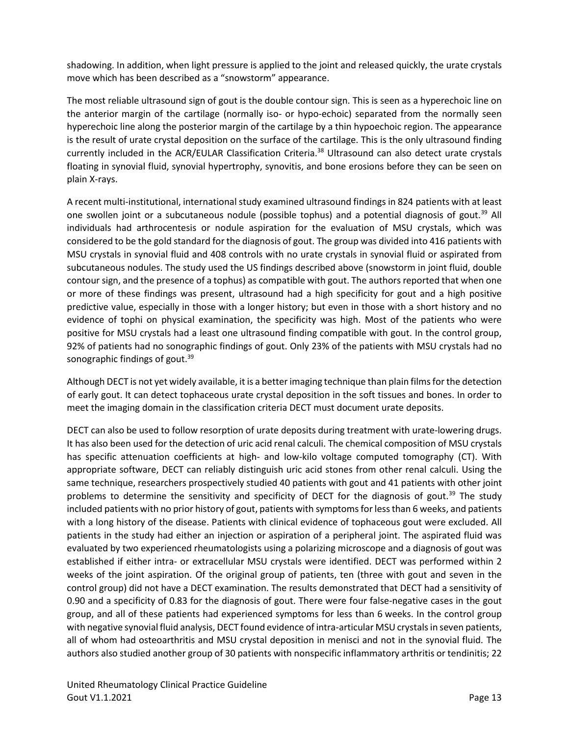shadowing. In addition, when light pressure is applied to the joint and released quickly, the urate crystals move which has been described as a “snowstorm” appearance.

The most reliable ultrasound sign of gout is the double contour sign. This is seen as a hyperechoic line on the anterior margin of the cartilage (normally iso- or hypo-echoic) separated from the normally seen hyperechoic line along the posterior margin of the cartilage by a thin hypoechoic region. The appearance is the result of urate crystal deposition on the surface of the cartilage. This is the only ultrasound finding currently included in the ACR/EULAR Classification Criteria.[38] Ultrasound can also detect urate crystals floating in synovial fluid, synovial hypertrophy, synovitis, and bone erosions before they can be seen on plain X-rays.

A recent multi-institutional, international study examined ultrasound findings in 824 patients with at least one swollen joint or a subcutaneous nodule (possible tophus) and a potential diagnosis of gout.[39] All individuals had arthrocentesis or nodule aspiration for the evaluation of MSU crystals, which was considered to be the gold standard for the diagnosis of gout. The group was divided into 416 patients with MSU crystals in synovial fluid and 408 controls with no urate crystals in synovial fluid or aspirated from subcutaneous nodules. The study used the US findings described above (snowstorm in joint fluid, double contour sign, and the presence of a tophus) as compatible with gout. The authors reported that when one or more of these findings was present, ultrasound had a high specificity for gout and a high positive predictive value, especially in those with a longer history; but even in those with a short history and no evidence of tophi on physical examination, the specificity was high. Most of the patients who were positive for MSU crystals had a least one ultrasound finding compatible with gout. In the control group, 92% of patients had no sonographic findings of gout. Only 23% of the patients with MSU crystals had no sonographic findings of gout.[39]

Although DECT is not yet widely available, it is a better imaging technique than plain films for the detection of early gout. It can detect tophaceous urate crystal deposition in the soft tissues and bones. In order to meet the imaging domain in the classification criteria DECT must document urate deposits.

DECT can also be used to follow resorption of urate deposits during treatment with urate-lowering drugs. It has also been used for the detection of uric acid renal calculi. The chemical composition of MSU crystals has specific attenuation coefficients at high- and low-kilo voltage computed tomography (CT). With appropriate software, DECT can reliably distinguish uric acid stones from other renal calculi. Using the same technique, researchers prospectively studied 40 patients with gout and 41 patients with other joint problems to determine the sensitivity and specificity of DECT for the diagnosis of gout.[39] The study included patients with no prior history of gout, patients with symptoms for less than 6 weeks, and patients with a long history of the disease. Patients with clinical evidence of tophaceous gout were excluded. All patients in the study had either an injection or aspiration of a peripheral joint. The aspirated fluid was evaluated by two experienced rheumatologists using a polarizing microscope and a diagnosis of gout was established if either intra- or extracellular MSU crystals were identified. DECT was performed within 2 weeks of the joint aspiration. Of the original group of patients, ten (three with gout and seven in the control group) did not have a DECT examination. The results demonstrated that DECT had a sensitivity of 0.90 and a specificity of 0.83 for the diagnosis of gout. There were four false-negative cases in the gout group, and all of these patients had experienced symptoms for less than 6 weeks. In the control group with negative synovial fluid analysis, DECT found evidence of intra-articular MSU crystals in seven patients, all of whom had osteoarthritis and MSU crystal deposition in menisci and not in the synovial fluid. The authors also studied another group of 30 patients with nonspecific inflammatory arthritis or tendinitis; 22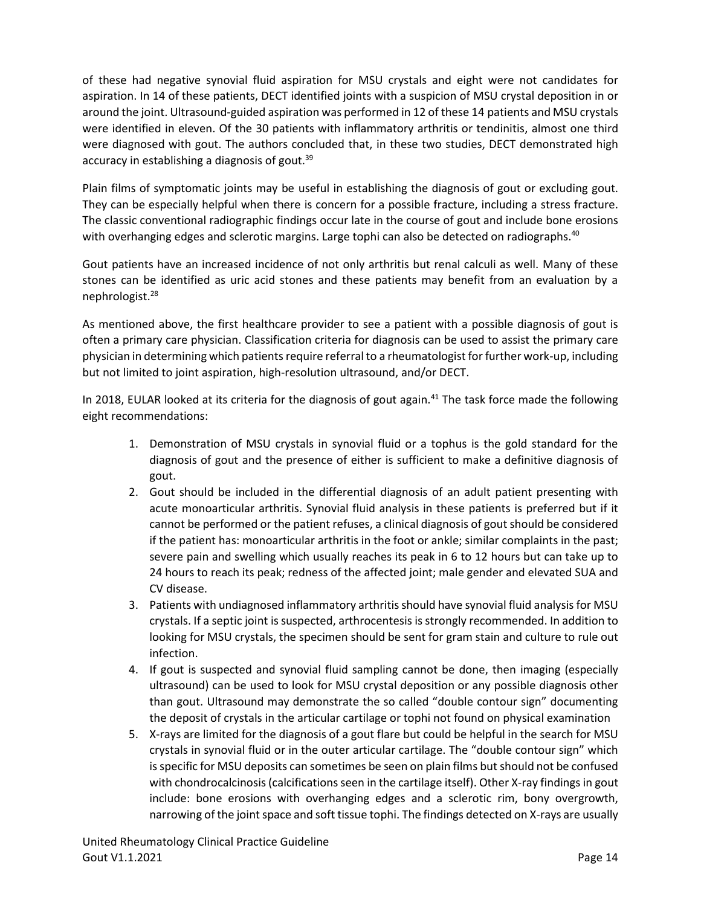of these had negative synovial fluid aspiration for MSU crystals and eight were not candidates for aspiration. In 14 of these patients, DECT identified joints with a suspicion of MSU crystal deposition in or around the joint. Ultrasound-guided aspiration was performed in 12 of these 14 patients and MSU crystals were identified in eleven. Of the 30 patients with inflammatory arthritis or tendinitis, almost one third were diagnosed with gout. The authors concluded that, in these two studies, DECT demonstrated high accuracy in establishing a diagnosis of gout.[39]

Plain films of symptomatic joints may be useful in establishing the diagnosis of gout or excluding gout. They can be especially helpful when there is concern for a possible fracture, including a stress fracture. The classic conventional radiographic findings occur late in the course of gout and include bone erosions with overhanging edges and sclerotic margins. Large tophi can also be detected on radiographs.[40]

Gout patients have an increased incidence of not only arthritis but renal calculi as well. Many of these stones can be identified as uric acid stones and these patients may benefit from an evaluation by a nephrologist.[28]

As mentioned above, the first healthcare provider to see a patient with a possible diagnosis of gout is often a primary care physician. Classification criteria for diagnosis can be used to assist the primary care physician in determining which patients require referral to a rheumatologist for further work-up, including but not limited to joint aspiration, high-resolution ultrasound, and/or DECT.

In 2018, EULAR looked at its criteria for the diagnosis of gout again.[41] The task force made the following eight recommendations:

1. Demonstration of MSU crystals in synovial fluid or a tophus is the gold standard for the diagnosis of gout and the presence of either is sufficient to make a definitive diagnosis of gout.
2. Gout should be included in the differential diagnosis of an adult patient presenting with acute monoarticular arthritis. Synovial fluid analysis in these patients is preferred but if it cannot be performed or the patient refuses, a clinical diagnosis of gout should be considered if the patient has: monoarticular arthritis in the foot or ankle; similar complaints in the past; severe pain and swelling which usually reaches its peak in 6 to 12 hours but can take up to 24 hours to reach its peak; redness of the affected joint; male gender and elevated SUA and CV disease.
3. Patients with undiagnosed inflammatory arthritis should have synovial fluid analysis for MSU crystals. If a septic joint is suspected, arthrocentesis is strongly recommended. In addition to looking for MSU crystals, the specimen should be sent for gram stain and culture to rule out infection.
4. If gout is suspected and synovial fluid sampling cannot be done, then imaging (especially ultrasound) can be used to look for MSU crystal deposition or any possible diagnosis other than gout. Ultrasound may demonstrate the so called "double contour sign" documenting the deposit of crystals in the articular cartilage or tophi not found on physical examination
5. X-rays are limited for the diagnosis of a gout flare but could be helpful in the search for MSU crystals in synovial fluid or in the outer articular cartilage. The "double contour sign" which is specific for MSU deposits can sometimes be seen on plain films but should not be confused with chondrocalcinosis (calcifications seen in the cartilage itself). Other X-ray findings in gout include: bone erosions with overhanging edges and a sclerotic rim, bony overgrowth, narrowing of the joint space and soft tissue tophi. The findings detected on X-rays are usually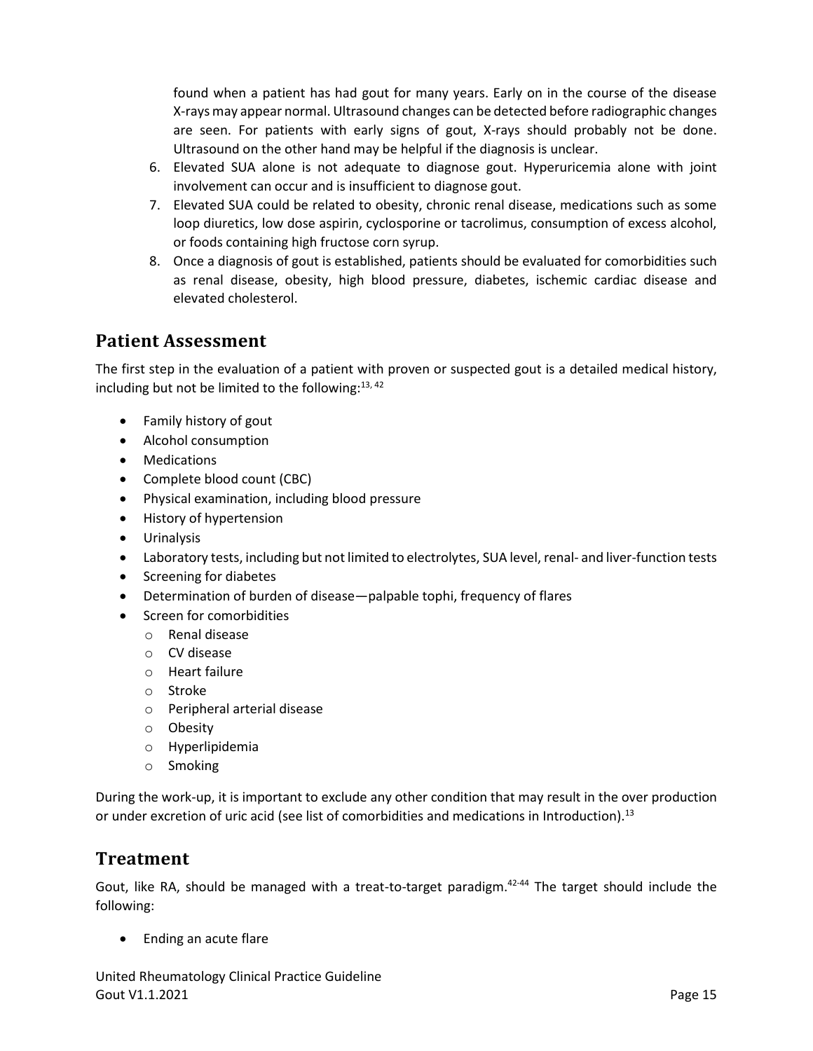found when a patient has had gout for many years. Early on in the course of the disease X-rays may appear normal. Ultrasound changes can be detected before radiographic changes are seen. For patients with early signs of gout, X-rays should probably not be done. Ultrasound on the other hand may be helpful if the diagnosis is unclear.

6. Elevated SUA alone is not adequate to diagnose gout. Hyperuricemia alone with joint involvement can occur and is insufficient to diagnose gout.
7. Elevated SUA could be related to obesity, chronic renal disease, medications such as some loop diuretics, low dose aspirin, cyclosporine or tacrolimus, consumption of excess alcohol, or foods containing high fructose corn syrup.
8. Once a diagnosis of gout is established, patients should be evaluated for comorbidities such as renal disease, obesity, high blood pressure, diabetes, ischemic cardiac disease and elevated cholesterol.

## Patient Assessment

The first step in the evaluation of a patient with proven or suspected gout is a detailed medical history, including but not be limited to the following:[13, 42]

- Family history of gout
- Alcohol consumption
- Medications
- Complete blood count (CBC)
- Physical examination, including blood pressure
- History of hypertension
- Urinalysis
- Laboratory tests, including but not limited to electrolytes, SUA level, renal- and liver-function tests
- Screening for diabetes
- Determination of burden of disease—palpable tophi, frequency of flares
- Screen for comorbidities
  - Renal disease
  - CV disease
  - Heart failure
  - Stroke
  - Peripheral arterial disease
  - Obesity
  - Hyperlipidemia
  - Smoking

During the work-up, it is important to exclude any other condition that may result in the over production or under excretion of uric acid (see list of comorbidities and medications in Introduction).[13]

## Treatment

Gout, like RA, should be managed with a treat-to-target paradigm.[42-44] The target should include the following:

- Ending an acute flare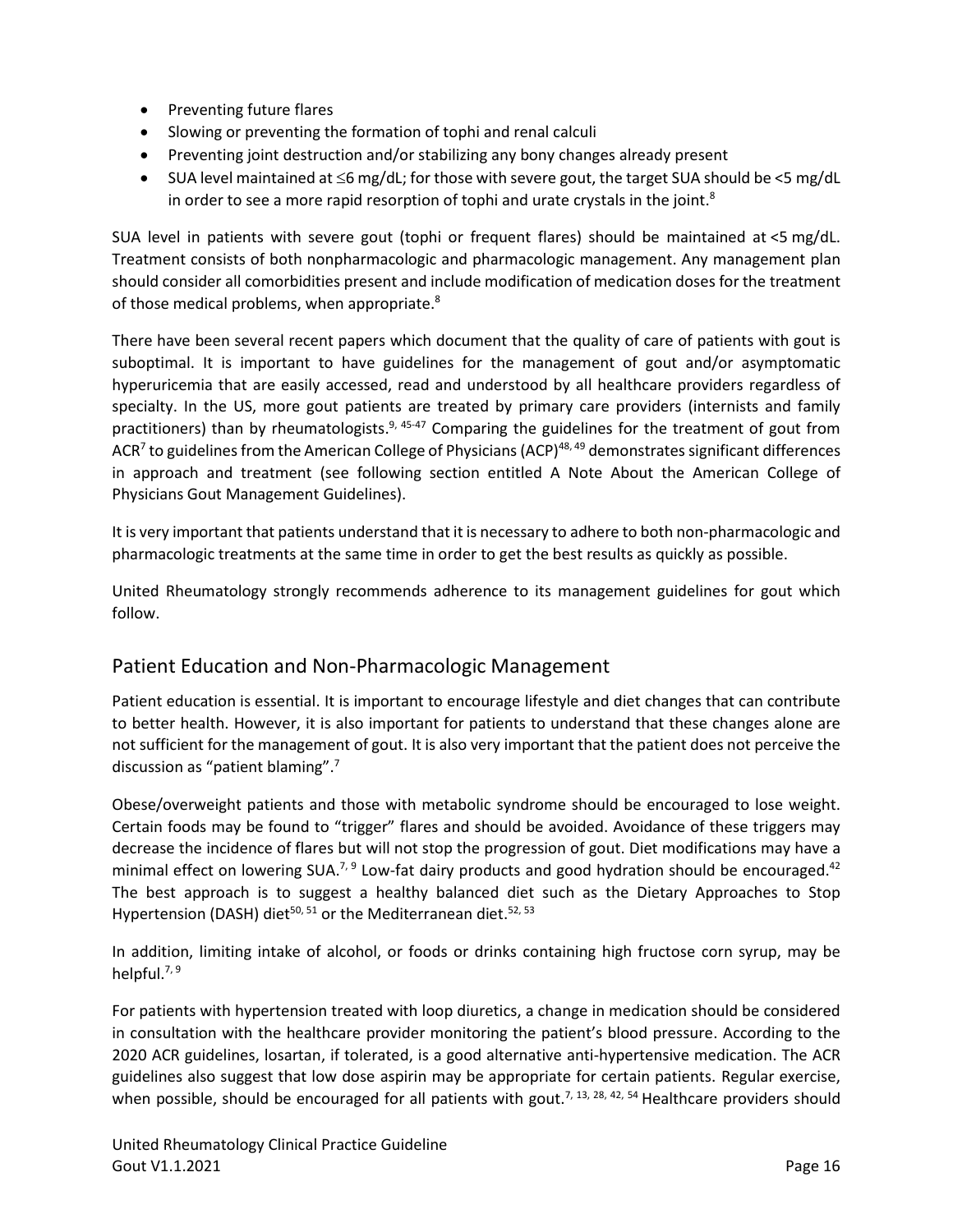- Preventing future flares
- Slowing or preventing the formation of tophi and renal calculi
- Preventing joint destruction and/or stabilizing any bony changes already present
- SUA level maintained at $\leq$6 mg/dL; for those with severe gout, the target SUA should be <5 mg/dL in order to see a more rapid resorption of tophi and urate crystals in the joint.[8]

SUA level in patients with severe gout (tophi or frequent flares) should be maintained at <5 mg/dL. Treatment consists of both nonpharmacologic and pharmacologic management. Any management plan should consider all comorbidities present and include modification of medication doses for the treatment of those medical problems, when appropriate.[8]

There have been several recent papers which document that the quality of care of patients with gout is suboptimal. It is important to have guidelines for the management of gout and/or asymptomatic hyperuricemia that are easily accessed, read and understood by all healthcare providers regardless of specialty. In the US, more gout patients are treated by primary care providers (internists and family practitioners) than by rheumatologists.[9, 45-47] Comparing the guidelines for the treatment of gout from ACR[7] to guidelines from the American College of Physicians (ACP)[48, 49] demonstrates significant differences in approach and treatment (see following section entitled A Note About the American College of Physicians Gout Management Guidelines).

It is very important that patients understand that it is necessary to adhere to both non-pharmacologic and pharmacologic treatments at the same time in order to get the best results as quickly as possible.

United Rheumatology strongly recommends adherence to its management guidelines for gout which follow.

## Patient Education and Non-Pharmacologic Management

Patient education is essential. It is important to encourage lifestyle and diet changes that can contribute to better health. However, it is also important for patients to understand that these changes alone are not sufficient for the management of gout. It is also very important that the patient does not perceive the discussion as "patient blaming".[7]

Obese/overweight patients and those with metabolic syndrome should be encouraged to lose weight. Certain foods may be found to "trigger" flares and should be avoided. Avoidance of these triggers may decrease the incidence of flares but will not stop the progression of gout. Diet modifications may have a minimal effect on lowering SUA.[7, 9] Low-fat dairy products and good hydration should be encouraged.[42] The best approach is to suggest a healthy balanced diet such as the Dietary Approaches to Stop Hypertension (DASH) diet[50, 51] or the Mediterranean diet.[52, 53]

In addition, limiting intake of alcohol, or foods or drinks containing high fructose corn syrup, may be helpful.[7, 9]

For patients with hypertension treated with loop diuretics, a change in medication should be considered in consultation with the healthcare provider monitoring the patient's blood pressure. According to the 2020 ACR guidelines, losartan, if tolerated, is a good alternative anti-hypertensive medication. The ACR guidelines also suggest that low dose aspirin may be appropriate for certain patients. Regular exercise, when possible, should be encouraged for all patients with gout.[7, 13, 28, 42, 54] Healthcare providers should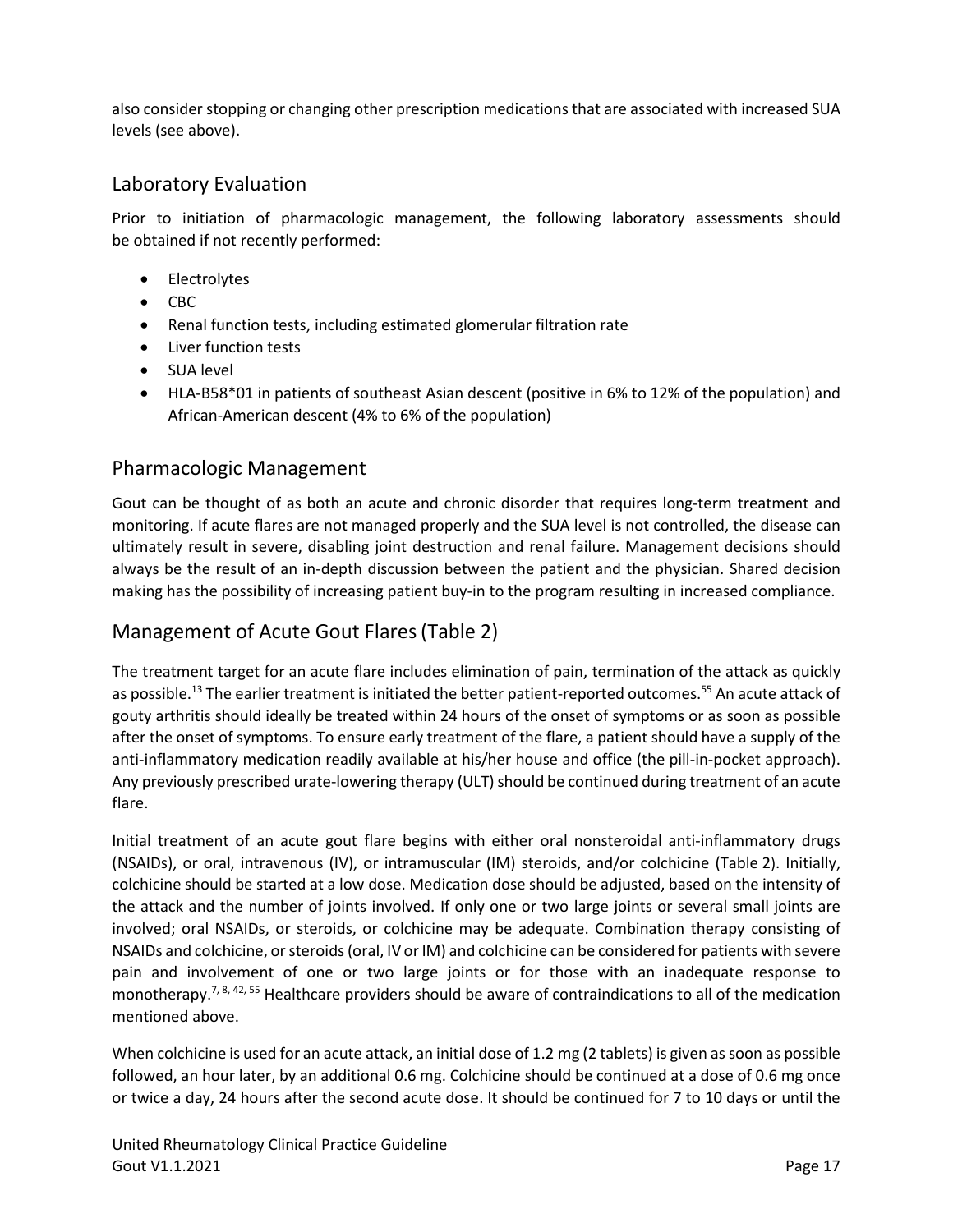also consider stopping or changing other prescription medications that are associated with increased SUA levels (see above).

## Laboratory Evaluation

Prior to initiation of pharmacologic management, the following laboratory assessments should be obtained if not recently performed:

- Electrolytes
- CBC
- Renal function tests, including estimated glomerular filtration rate
- Liver function tests
- SUA level
- HLA-B58*01 in patients of southeast Asian descent (positive in 6% to 12% of the population) and African-American descent (4% to 6% of the population)

## Pharmacologic Management

Gout can be thought of as both an acute and chronic disorder that requires long-term treatment and monitoring. If acute flares are not managed properly and the SUA level is not controlled, the disease can ultimately result in severe, disabling joint destruction and renal failure. Management decisions should always be the result of an in-depth discussion between the patient and the physician. Shared decision making has the possibility of increasing patient buy-in to the program resulting in increased compliance.

## Management of Acute Gout Flares (Table 2)

The treatment target for an acute flare includes elimination of pain, termination of the attack as quickly as possible.[13] The earlier treatment is initiated the better patient-reported outcomes.[55] An acute attack of gouty arthritis should ideally be treated within 24 hours of the onset of symptoms or as soon as possible after the onset of symptoms. To ensure early treatment of the flare, a patient should have a supply of the anti-inflammatory medication readily available at his/her house and office (the pill-in-pocket approach). Any previously prescribed urate-lowering therapy (ULT) should be continued during treatment of an acute flare.

Initial treatment of an acute gout flare begins with either oral nonsteroidal anti-inflammatory drugs (NSAIDs), or oral, intravenous (IV), or intramuscular (IM) steroids, and/or colchicine (Table 2). Initially, colchicine should be started at a low dose. Medication dose should be adjusted, based on the intensity of the attack and the number of joints involved. If only one or two large joints or several small joints are involved; oral NSAIDs, or steroids, or colchicine may be adequate. Combination therapy consisting of NSAIDs and colchicine, or steroids (oral, IV or IM) and colchicine can be considered for patients with severe pain and involvement of one or two large joints or for those with an inadequate response to monotherapy.[7, 8, 42, 55] Healthcare providers should be aware of contraindications to all of the medication mentioned above.

When colchicine is used for an acute attack, an initial dose of 1.2 mg (2 tablets) is given as soon as possible followed, an hour later, by an additional 0.6 mg. Colchicine should be continued at a dose of 0.6 mg once or twice a day, 24 hours after the second acute dose. It should be continued for 7 to 10 days or until the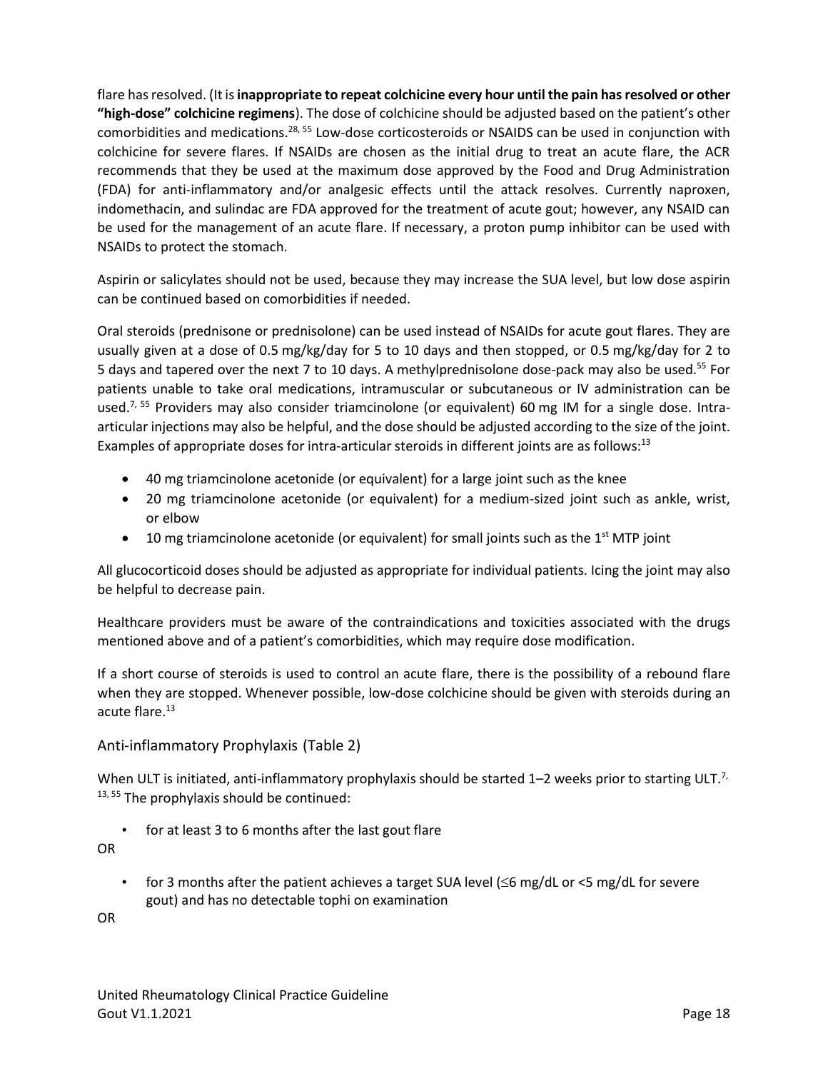flare has resolved. (It is **inappropriate to repeat colchicine every hour until the pain has resolved or other "high-dose" colchicine regimens**). The dose of colchicine should be adjusted based on the patient's other comorbidities and medications.[28, 55] Low-dose corticosteroids or NSAIDS can be used in conjunction with colchicine for severe flares. If NSAIDs are chosen as the initial drug to treat an acute flare, the ACR recommends that they be used at the maximum dose approved by the Food and Drug Administration (FDA) for anti-inflammatory and/or analgesic effects until the attack resolves. Currently naproxen, indomethacin, and sulindac are FDA approved for the treatment of acute gout; however, any NSAID can be used for the management of an acute flare. If necessary, a proton pump inhibitor can be used with NSAIDs to protect the stomach.

Aspirin or salicylates should not be used, because they may increase the SUA level, but low dose aspirin can be continued based on comorbidities if needed.

Oral steroids (prednisone or prednisolone) can be used instead of NSAIDs for acute gout flares. They are usually given at a dose of 0.5 mg/kg/day for 5 to 10 days and then stopped, or 0.5 mg/kg/day for 2 to 5 days and tapered over the next 7 to 10 days. A methylprednisolone dose-pack may also be used.[55] For patients unable to take oral medications, intramuscular or subcutaneous or IV administration can be used.[7, 55] Providers may also consider triamcinolone (or equivalent) 60 mg IM for a single dose. Intra-articular injections may also be helpful, and the dose should be adjusted according to the size of the joint. Examples of appropriate doses for intra-articular steroids in different joints are as follows:[13]

- 40 mg triamcinolone acetonide (or equivalent) for a large joint such as the knee
- 20 mg triamcinolone acetonide (or equivalent) for a medium-sized joint such as ankle, wrist, or elbow
- 10 mg triamcinolone acetonide (or equivalent) for small joints such as the 1st MTP joint

All glucocorticoid doses should be adjusted as appropriate for individual patients. Icing the joint may also be helpful to decrease pain.

Healthcare providers must be aware of the contraindications and toxicities associated with the drugs mentioned above and of a patient's comorbidities, which may require dose modification.

If a short course of steroids is used to control an acute flare, there is the possibility of a rebound flare when they are stopped. Whenever possible, low-dose colchicine should be given with steroids during an acute flare.[13]

## Anti-inflammatory Prophylaxis (Table 2)

When ULT is initiated, anti-inflammatory prophylaxis should be started 1–2 weeks prior to starting ULT.[7, 13, 55] The prophylaxis should be continued:

- for at least 3 to 6 months after the last gout flare

OR

- for 3 months after the patient achieves a target SUA level (≤6 mg/dL or <5 mg/dL for severe gout) and has no detectable tophi on examination

OR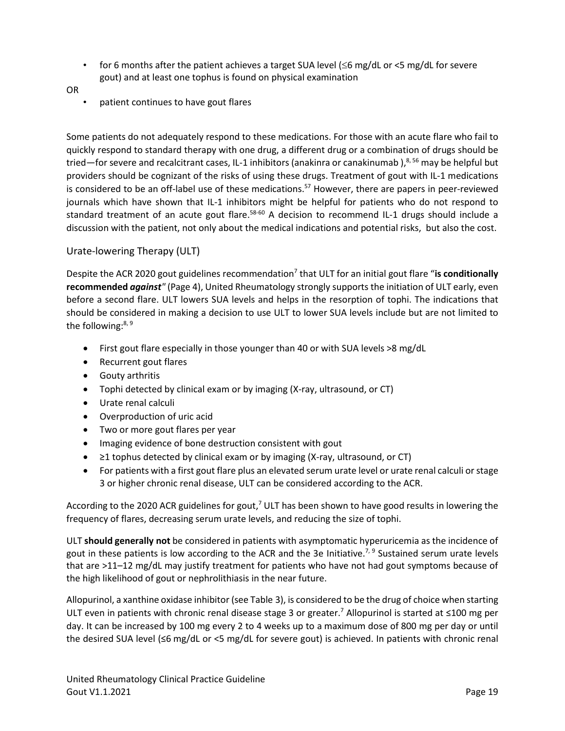- for 6 months after the patient achieves a target SUA level (≤6 mg/dL or <5 mg/dL for severe gout) and at least one tophus is found on physical examination

OR

- patient continues to have gout flares

Some patients do not adequately respond to these medications. For those with an acute flare who fail to quickly respond to standard therapy with one drug, a different drug or a combination of drugs should be tried—for severe and recalcitrant cases, IL-1 inhibitors (anakinra or canakinumab ),[8, 56] may be helpful but providers should be cognizant of the risks of using these drugs. Treatment of gout with IL-1 medications is considered to be an off-label use of these medications.[57] However, there are papers in peer-reviewed journals which have shown that IL-1 inhibitors might be helpful for patients who do not respond to standard treatment of an acute gout flare.[58-60] A decision to recommend IL-1 drugs should include a discussion with the patient, not only about the medical indications and potential risks, but also the cost.

## Urate-lowering Therapy (ULT)

Despite the ACR 2020 gout guidelines recommendation[7] that ULT for an initial gout flare "**is conditionally recommended *against***" (Page 4), United Rheumatology strongly supports the initiation of ULT early, even before a second flare. ULT lowers SUA levels and helps in the resorption of tophi. The indications that should be considered in making a decision to use ULT to lower SUA levels include but are not limited to the following:[8, 9]

- First gout flare especially in those younger than 40 or with SUA levels >8 mg/dL
- Recurrent gout flares
- Gouty arthritis
- Tophi detected by clinical exam or by imaging (X-ray, ultrasound, or CT)
- Urate renal calculi
- Overproduction of uric acid
- Two or more gout flares per year
- Imaging evidence of bone destruction consistent with gout
- ≥1 tophus detected by clinical exam or by imaging (X-ray, ultrasound, or CT)
- For patients with a first gout flare plus an elevated serum urate level or urate renal calculi or stage 3 or higher chronic renal disease, ULT can be considered according to the ACR.

According to the 2020 ACR guidelines for gout,[7] ULT has been shown to have good results in lowering the frequency of flares, decreasing serum urate levels, and reducing the size of tophi.

ULT **should generally not** be considered in patients with asymptomatic hyperuricemia as the incidence of gout in these patients is low according to the ACR and the 3e Initiative.[7, 9] Sustained serum urate levels that are >11–12 mg/dL may justify treatment for patients who have not had gout symptoms because of the high likelihood of gout or nephrolithiasis in the near future.

Allopurinol, a xanthine oxidase inhibitor (see Table 3), is considered to be the drug of choice when starting ULT even in patients with chronic renal disease stage 3 or greater.[7] Allopurinol is started at ≤100 mg per day. It can be increased by 100 mg every 2 to 4 weeks up to a maximum dose of 800 mg per day or until the desired SUA level (≤6 mg/dL or <5 mg/dL for severe gout) is achieved. In patients with chronic renal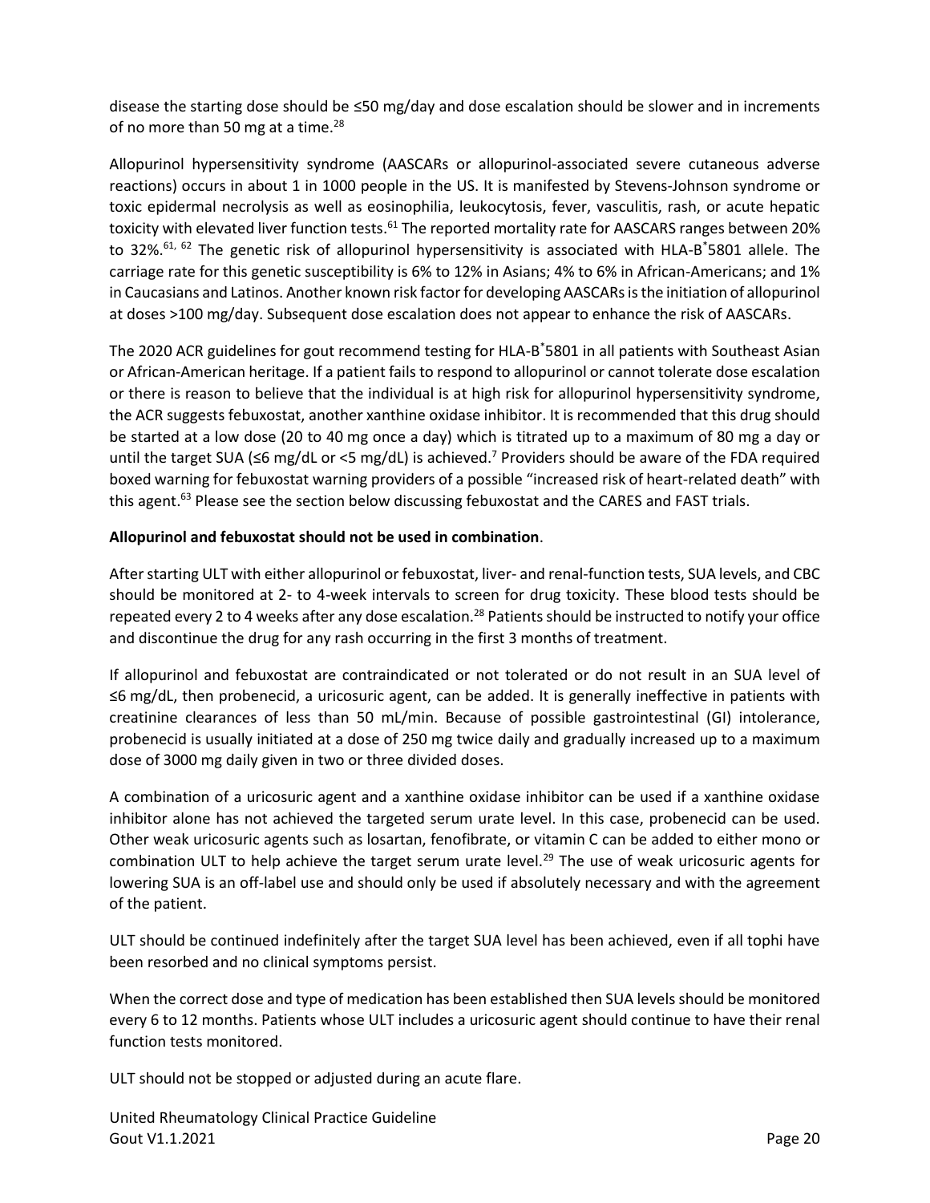disease the starting dose should be ≤50 mg/day and dose escalation should be slower and in increments of no more than 50 mg at a time.[28]

Allopurinol hypersensitivity syndrome (AASCARs or allopurinol-associated severe cutaneous adverse reactions) occurs in about 1 in 1000 people in the US. It is manifested by Stevens-Johnson syndrome or toxic epidermal necrolysis as well as eosinophilia, leukocytosis, fever, vasculitis, rash, or acute hepatic toxicity with elevated liver function tests.[61] The reported mortality rate for AASCARS ranges between 20% to 32%.[61, 62] The genetic risk of allopurinol hypersensitivity is associated with HLA-B*5801 allele. The carriage rate for this genetic susceptibility is 6% to 12% in Asians; 4% to 6% in African-Americans; and 1% in Caucasians and Latinos. Another known risk factor for developing AASCARs is the initiation of allopurinol at doses >100 mg/day. Subsequent dose escalation does not appear to enhance the risk of AASCARs.

The 2020 ACR guidelines for gout recommend testing for HLA-B*5801 in all patients with Southeast Asian or African-American heritage. If a patient fails to respond to allopurinol or cannot tolerate dose escalation or there is reason to believe that the individual is at high risk for allopurinol hypersensitivity syndrome, the ACR suggests febuxostat, another xanthine oxidase inhibitor. It is recommended that this drug should be started at a low dose (20 to 40 mg once a day) which is titrated up to a maximum of 80 mg a day or until the target SUA (≤6 mg/dL or <5 mg/dL) is achieved.[7] Providers should be aware of the FDA required boxed warning for febuxostat warning providers of a possible "increased risk of heart-related death" with this agent.[63] Please see the section below discussing febuxostat and the CARES and FAST trials.

**Allopurinol and febuxostat should not be used in combination**.

After starting ULT with either allopurinol or febuxostat, liver- and renal-function tests, SUA levels, and CBC should be monitored at 2- to 4-week intervals to screen for drug toxicity. These blood tests should be repeated every 2 to 4 weeks after any dose escalation.[28] Patients should be instructed to notify your office and discontinue the drug for any rash occurring in the first 3 months of treatment.

If allopurinol and febuxostat are contraindicated or not tolerated or do not result in an SUA level of ≤6 mg/dL, then probenecid, a uricosuric agent, can be added. It is generally ineffective in patients with creatinine clearances of less than 50 mL/min. Because of possible gastrointestinal (GI) intolerance, probenecid is usually initiated at a dose of 250 mg twice daily and gradually increased up to a maximum dose of 3000 mg daily given in two or three divided doses.

A combination of a uricosuric agent and a xanthine oxidase inhibitor can be used if a xanthine oxidase inhibitor alone has not achieved the targeted serum urate level. In this case, probenecid can be used. Other weak uricosuric agents such as losartan, fenofibrate, or vitamin C can be added to either mono or combination ULT to help achieve the target serum urate level.[29] The use of weak uricosuric agents for lowering SUA is an off-label use and should only be used if absolutely necessary and with the agreement of the patient.

ULT should be continued indefinitely after the target SUA level has been achieved, even if all tophi have been resorbed and no clinical symptoms persist.

When the correct dose and type of medication has been established then SUA levels should be monitored every 6 to 12 months. Patients whose ULT includes a uricosuric agent should continue to have their renal function tests monitored.

ULT should not be stopped or adjusted during an acute flare.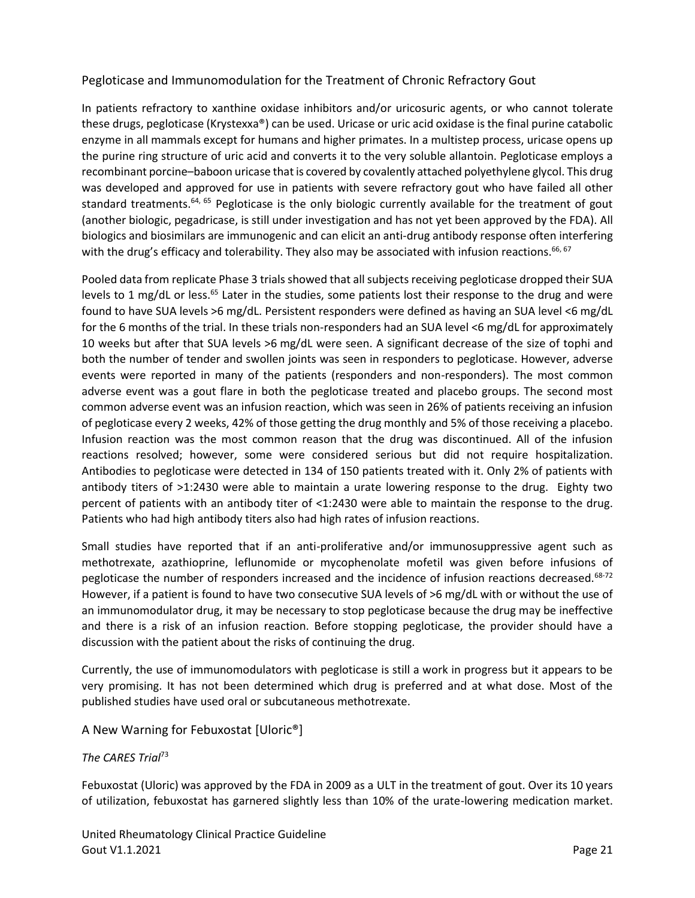## Pegloticase and Immunomodulation for the Treatment of Chronic Refractory Gout

In patients refractory to xanthine oxidase inhibitors and/or uricosuric agents, or who cannot tolerate these drugs, pegloticase (Krystexxa®) can be used. Uricase or uric acid oxidase is the final purine catabolic enzyme in all mammals except for humans and higher primates. In a multistep process, uricase opens up the purine ring structure of uric acid and converts it to the very soluble allantoin. Pegloticase employs a recombinant porcine–baboon uricase that is covered by covalently attached polyethylene glycol. This drug was developed and approved for use in patients with severe refractory gout who have failed all other standard treatments.[64, 65] Pegloticase is the only biologic currently available for the treatment of gout (another biologic, pegadricase, is still under investigation and has not yet been approved by the FDA). All biologics and biosimilars are immunogenic and can elicit an anti-drug antibody response often interfering with the drug's efficacy and tolerability. They also may be associated with infusion reactions.[66, 67]

Pooled data from replicate Phase 3 trials showed that all subjects receiving pegloticase dropped their SUA levels to 1 mg/dL or less.[65] Later in the studies, some patients lost their response to the drug and were found to have SUA levels >6 mg/dL. Persistent responders were defined as having an SUA level <6 mg/dL for the 6 months of the trial. In these trials non-responders had an SUA level <6 mg/dL for approximately 10 weeks but after that SUA levels >6 mg/dL were seen. A significant decrease of the size of tophi and both the number of tender and swollen joints was seen in responders to pegloticase. However, adverse events were reported in many of the patients (responders and non-responders). The most common adverse event was a gout flare in both the pegloticase treated and placebo groups. The second most common adverse event was an infusion reaction, which was seen in 26% of patients receiving an infusion of pegloticase every 2 weeks, 42% of those getting the drug monthly and 5% of those receiving a placebo. Infusion reaction was the most common reason that the drug was discontinued. All of the infusion reactions resolved; however, some were considered serious but did not require hospitalization. Antibodies to pegloticase were detected in 134 of 150 patients treated with it. Only 2% of patients with antibody titers of >1:2430 were able to maintain a urate lowering response to the drug. Eighty two percent of patients with an antibody titer of <1:2430 were able to maintain the response to the drug. Patients who had high antibody titers also had high rates of infusion reactions.

Small studies have reported that if an anti-proliferative and/or immunosuppressive agent such as methotrexate, azathioprine, leflunomide or mycophenolate mofetil was given before infusions of pegloticase the number of responders increased and the incidence of infusion reactions decreased.[68-72] However, if a patient is found to have two consecutive SUA levels of >6 mg/dL with or without the use of an immunomodulator drug, it may be necessary to stop pegloticase because the drug may be ineffective and there is a risk of an infusion reaction. Before stopping pegloticase, the provider should have a discussion with the patient about the risks of continuing the drug.

Currently, the use of immunomodulators with pegloticase is still a work in progress but it appears to be very promising. It has not been determined which drug is preferred and at what dose. Most of the published studies have used oral or subcutaneous methotrexate.

## A New Warning for Febuxostat [Uloric®]

### *The CARES Trial*[73]

Febuxostat (Uloric) was approved by the FDA in 2009 as a ULT in the treatment of gout. Over its 10 years of utilization, febuxostat has garnered slightly less than 10% of the urate-lowering medication market.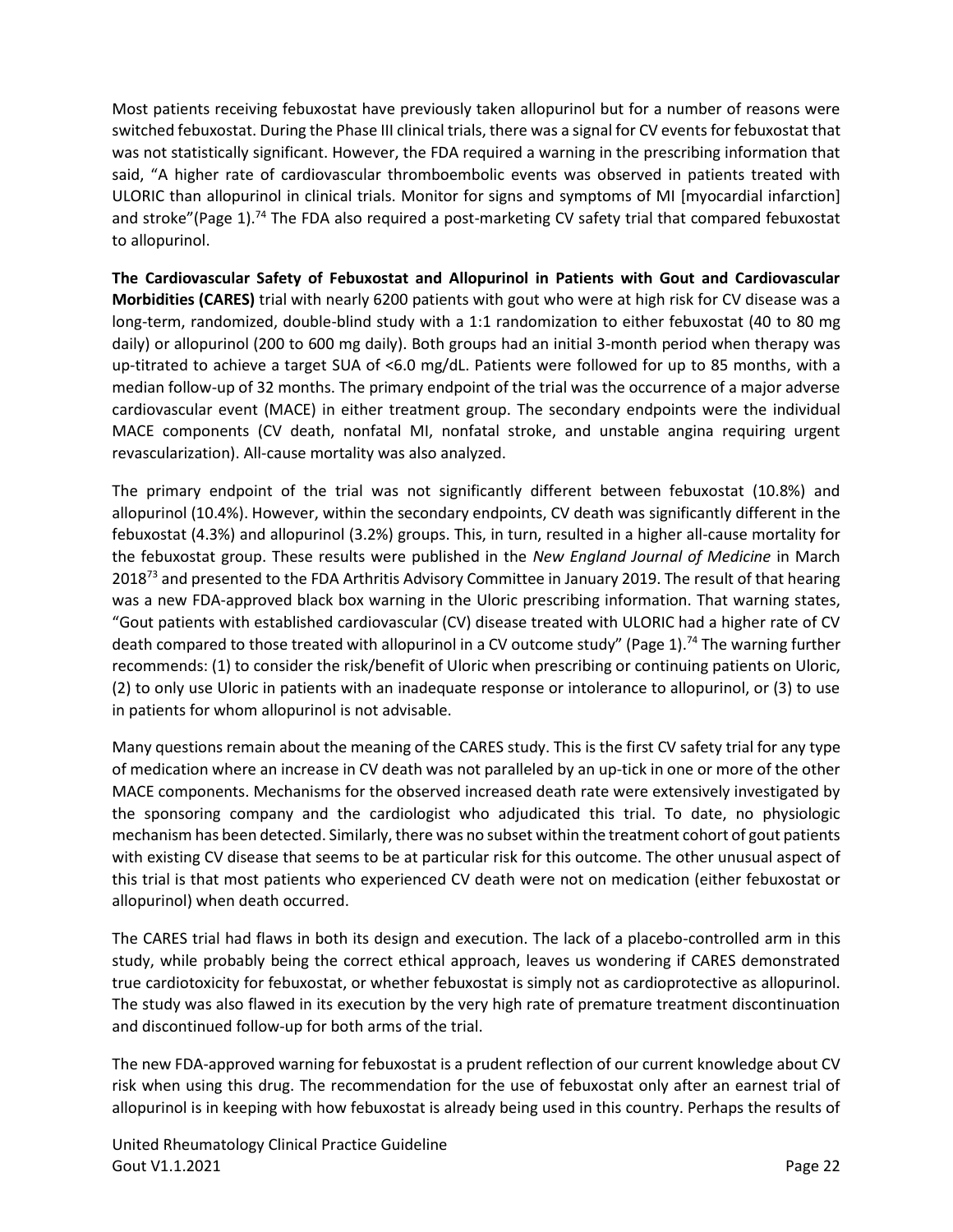Most patients receiving febuxostat have previously taken allopurinol but for a number of reasons were switched febuxostat. During the Phase III clinical trials, there was a signal for CV events for febuxostat that was not statistically significant. However, the FDA required a warning in the prescribing information that said, "A higher rate of cardiovascular thromboembolic events was observed in patients treated with ULORIC than allopurinol in clinical trials. Monitor for signs and symptoms of MI [myocardial infarction] and stroke"(Page 1).[74] The FDA also required a post-marketing CV safety trial that compared febuxostat to allopurinol.

**The Cardiovascular Safety of Febuxostat and Allopurinol in Patients with Gout and Cardiovascular Morbidities (CARES)** trial with nearly 6200 patients with gout who were at high risk for CV disease was a long-term, randomized, double-blind study with a 1:1 randomization to either febuxostat (40 to 80 mg daily) or allopurinol (200 to 600 mg daily). Both groups had an initial 3-month period when therapy was up-titrated to achieve a target SUA of <6.0 mg/dL. Patients were followed for up to 85 months, with a median follow-up of 32 months. The primary endpoint of the trial was the occurrence of a major adverse cardiovascular event (MACE) in either treatment group. The secondary endpoints were the individual MACE components (CV death, nonfatal MI, nonfatal stroke, and unstable angina requiring urgent revascularization). All-cause mortality was also analyzed.

The primary endpoint of the trial was not significantly different between febuxostat (10.8%) and allopurinol (10.4%). However, within the secondary endpoints, CV death was significantly different in the febuxostat (4.3%) and allopurinol (3.2%) groups. This, in turn, resulted in a higher all-cause mortality for the febuxostat group. These results were published in the *New England Journal of Medicine* in March 2018[73] and presented to the FDA Arthritis Advisory Committee in January 2019. The result of that hearing was a new FDA-approved black box warning in the Uloric prescribing information. That warning states, "Gout patients with established cardiovascular (CV) disease treated with ULORIC had a higher rate of CV death compared to those treated with allopurinol in a CV outcome study" (Page 1).[74] The warning further recommends: (1) to consider the risk/benefit of Uloric when prescribing or continuing patients on Uloric, (2) to only use Uloric in patients with an inadequate response or intolerance to allopurinol, or (3) to use in patients for whom allopurinol is not advisable.

Many questions remain about the meaning of the CARES study. This is the first CV safety trial for any type of medication where an increase in CV death was not paralleled by an up-tick in one or more of the other MACE components. Mechanisms for the observed increased death rate were extensively investigated by the sponsoring company and the cardiologist who adjudicated this trial. To date, no physiologic mechanism has been detected. Similarly, there was no subset within the treatment cohort of gout patients with existing CV disease that seems to be at particular risk for this outcome. The other unusual aspect of this trial is that most patients who experienced CV death were not on medication (either febuxostat or allopurinol) when death occurred.

The CARES trial had flaws in both its design and execution. The lack of a placebo-controlled arm in this study, while probably being the correct ethical approach, leaves us wondering if CARES demonstrated true cardiotoxicity for febuxostat, or whether febuxostat is simply not as cardioprotective as allopurinol. The study was also flawed in its execution by the very high rate of premature treatment discontinuation and discontinued follow-up for both arms of the trial.

The new FDA-approved warning for febuxostat is a prudent reflection of our current knowledge about CV risk when using this drug. The recommendation for the use of febuxostat only after an earnest trial of allopurinol is in keeping with how febuxostat is already being used in this country. Perhaps the results of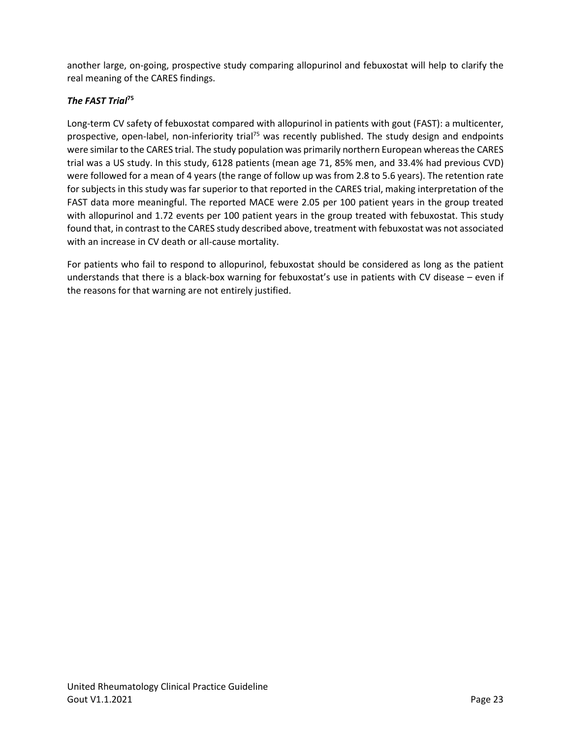another large, on-going, prospective study comparing allopurinol and febuxostat will help to clarify the real meaning of the CARES findings.

### *The FAST Trial*[75]

Long-term CV safety of febuxostat compared with allopurinol in patients with gout (FAST): a multicenter, prospective, open-label, non-inferiority trial[75] was recently published. The study design and endpoints were similar to the CARES trial. The study population was primarily northern European whereas the CARES trial was a US study. In this study, 6128 patients (mean age 71, 85% men, and 33.4% had previous CVD) were followed for a mean of 4 years (the range of follow up was from 2.8 to 5.6 years). The retention rate for subjects in this study was far superior to that reported in the CARES trial, making interpretation of the FAST data more meaningful. The reported MACE were 2.05 per 100 patient years in the group treated with allopurinol and 1.72 events per 100 patient years in the group treated with febuxostat. This study found that, in contrast to the CARES study described above, treatment with febuxostat was not associated with an increase in CV death or all-cause mortality.

For patients who fail to respond to allopurinol, febuxostat should be considered as long as the patient understands that there is a black-box warning for febuxostat's use in patients with CV disease – even if the reasons for that warning are not entirely justified.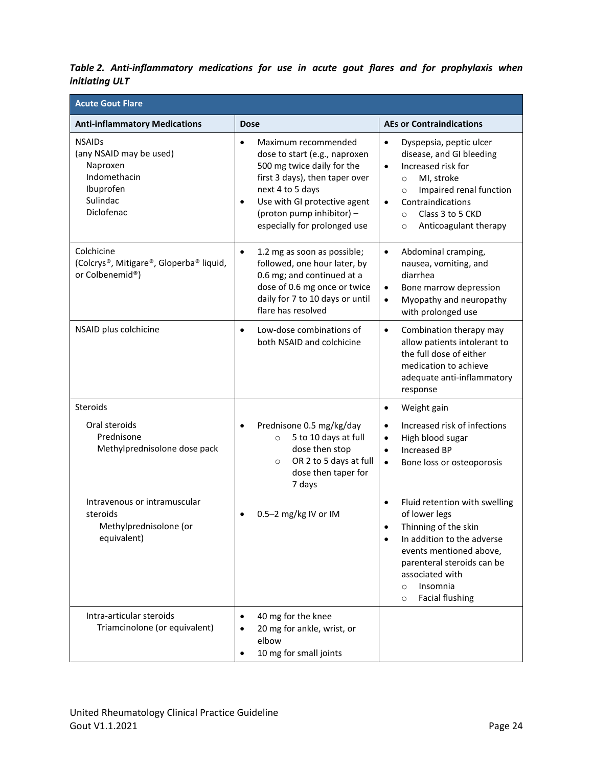***Table 2. Anti-inflammatory medications for use in acute gout flares and for prophylaxis when initiating ULT***

| **Acute Gout Flare** | | |
|---|---|---|
| **Anti-inflammatory Medications** | **Dose** | **AEs or Contraindications** |
| NSAIDs (any NSAID may be used)<br>Naproxen<br>Indomethacin<br>Ibuprofen<br>Sulindac<br>Diclofenac | • Maximum recommended dose to start (e.g., naproxen 500 mg twice daily for the first 3 days), then taper over next 4 to 5 days<br>• Use with GI protective agent (proton pump inhibitor) – especially for prolonged use | • Dyspepsia, peptic ulcer disease, and GI bleeding<br>• Increased risk for<br>  ○ MI, stroke<br>  ○ Impaired renal function<br>• Contraindications<br>  ○ Class 3 to 5 CKD<br>  ○ Anticoagulant therapy |
| Colchicine (Colcrys®, Mitigare®, Gloperba® liquid, or Colbenemid®) | • 1.2 mg as soon as possible; followed, one hour later, by 0.6 mg; and continued at a dose of 0.6 mg once or twice daily for 7 to 10 days or until flare has resolved | • Abdominal cramping, nausea, vomiting, and diarrhea<br>• Bone marrow depression<br>• Myopathy and neuropathy with prolonged use |
| NSAID plus colchicine | • Low-dose combinations of both NSAID and colchicine | • Combination therapy may allow patients intolerant to the full dose of either medication to achieve adequate anti-inflammatory response |
| Steroids<br>Oral steroids<br>Prednisone<br>Methylprednisolone dose pack | • Prednisone 0.5 mg/kg/day<br>  ○ 5 to 10 days at full dose then stop<br>  ○ OR 2 to 5 days at full dose then taper for 7 days | • Weight gain<br>• Increased risk of infections<br>• High blood sugar<br>• Increased BP<br>• Bone loss or osteoporosis |
| Intravenous or intramuscular steroids<br>Methylprednisolone (or equivalent) | • 0.5–2 mg/kg IV or IM | • Fluid retention with swelling of lower legs<br>• Thinning of the skin<br>• In addition to the adverse events mentioned above, parenteral steroids can be associated with<br>  ○ Insomnia<br>  ○ Facial flushing |
| Intra-articular steroids<br>Triamcinolone (or equivalent) | • 40 mg for the knee<br>• 20 mg for ankle, wrist, or elbow<br>• 10 mg for small joints | |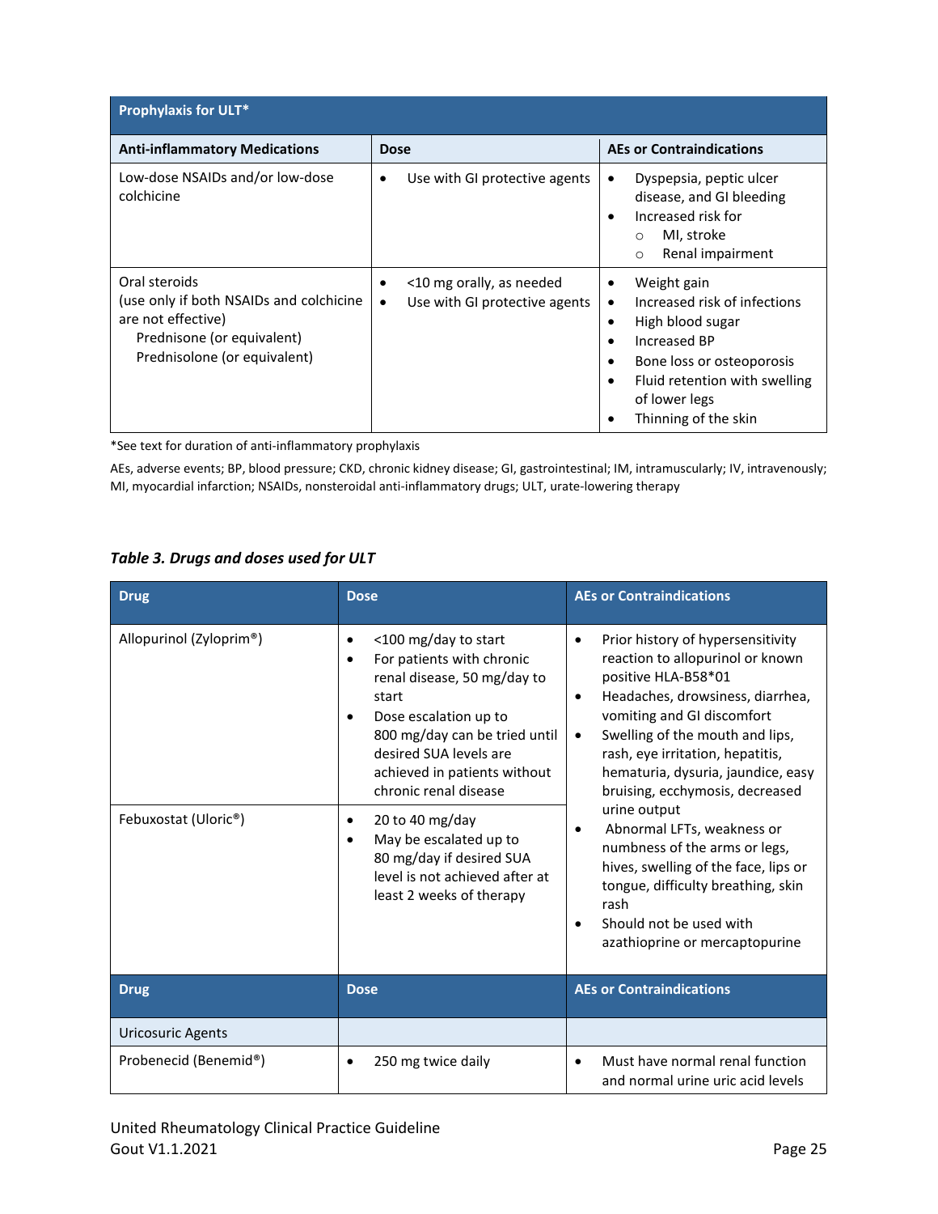| Prophylaxis for ULT* | | |
|---|---|---|
| **Anti-inflammatory Medications** | **Dose** | **AEs or Contraindications** |
| Low-dose NSAIDs and/or low-dose colchicine | • Use with GI protective agents | • Dyspepsia, peptic ulcer disease, and GI bleeding<br>• Increased risk for<br>  ○ MI, stroke<br>  ○ Renal impairment |
| Oral steroids<br>(use only if both NSAIDs and colchicine are not effective)<br>Prednisone (or equivalent)<br>Prednisolone (or equivalent) | • <10 mg orally, as needed<br>• Use with GI protective agents | • Weight gain<br>• Increased risk of infections<br>• High blood sugar<br>• Increased BP<br>• Bone loss or osteoporosis<br>• Fluid retention with swelling of lower legs<br>• Thinning of the skin |

*See text for duration of anti-inflammatory prophylaxis

AEs, adverse events; BP, blood pressure; CKD, chronic kidney disease; GI, gastrointestinal; IM, intramuscularly; IV, intravenously; MI, myocardial infarction; NSAIDs, nonsteroidal anti-inflammatory drugs; ULT, urate-lowering therapy

***Table 3. Drugs and doses used for ULT***

| Drug | Dose | AEs or Contraindications |
|---|---|---|
| Allopurinol (Zyloprim®) | • <100 mg/day to start<br>• For patients with chronic renal disease, 50 mg/day to start<br>• Dose escalation up to 800 mg/day can be tried until desired SUA levels are achieved in patients without chronic renal disease | • Prior history of hypersensitivity reaction to allopurinol or known positive HLA-B58*01<br>• Headaches, drowsiness, diarrhea, vomiting and GI discomfort<br>• Swelling of the mouth and lips, rash, eye irritation, hepatitis, hematuria, dysuria, jaundice, easy bruising, ecchymosis, decreased urine output<br>• Abnormal LFTs, weakness or numbness of the arms or legs, hives, swelling of the face, lips or tongue, difficulty breathing, skin rash<br>• Should not be used with azathioprine or mercaptopurine |
| Febuxostat (Uloric®) | • 20 to 40 mg/day<br>• May be escalated up to 80 mg/day if desired SUA level is not achieved after at least 2 weeks of therapy | |
| **Drug** | **Dose** | **AEs or Contraindications** |
| Uricosuric Agents | | |
| Probenecid (Benemid®) | • 250 mg twice daily | • Must have normal renal function and normal urine uric acid levels |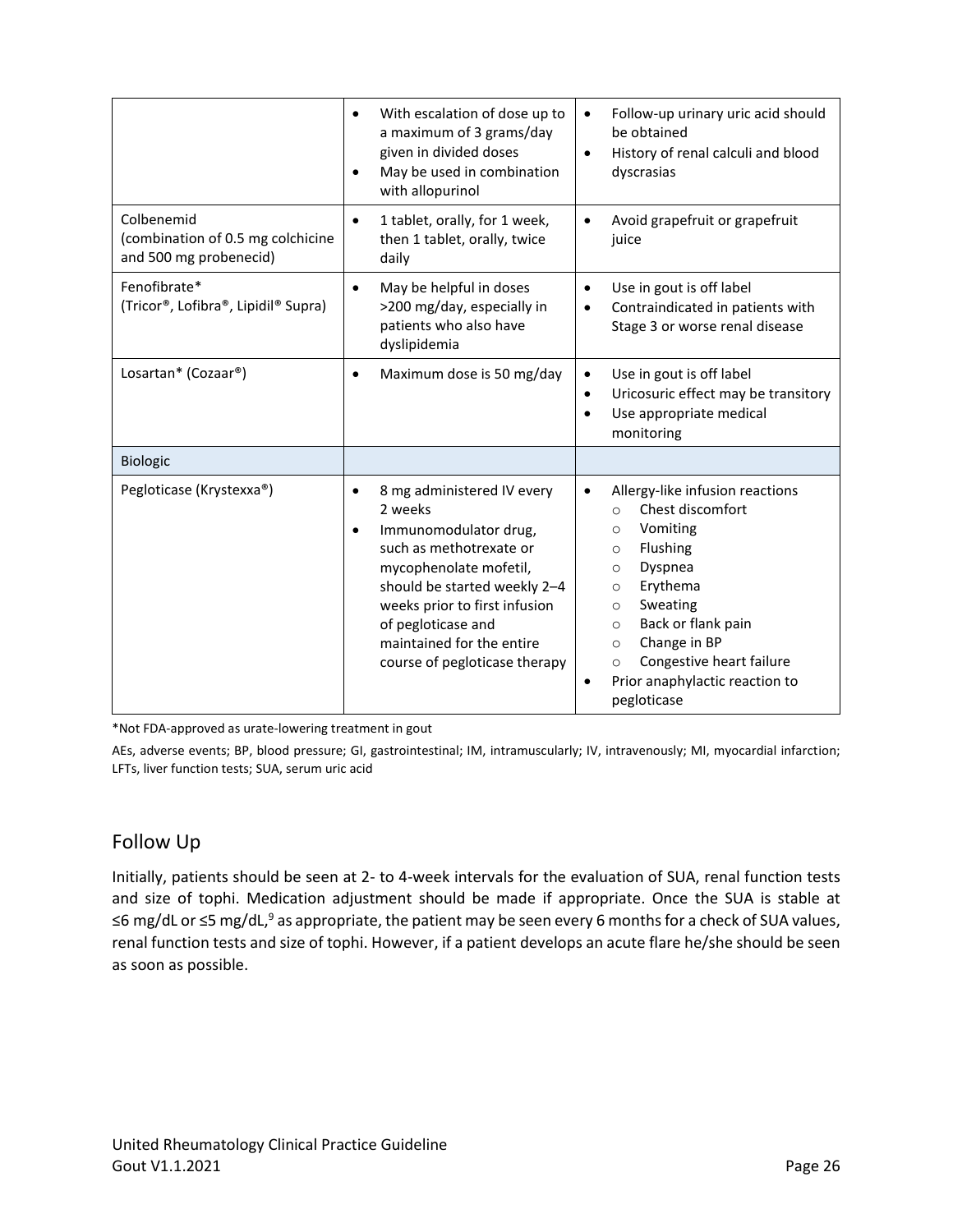| | | |
|---|---|---|
| | • With escalation of dose up to a maximum of 3 grams/day given in divided doses<br>• May be used in combination with allopurinol | • Follow-up urinary uric acid should be obtained<br>• History of renal calculi and blood dyscrasias |
| Colbenemid (combination of 0.5 mg colchicine and 500 mg probenecid) | • 1 tablet, orally, for 1 week, then 1 tablet, orally, twice daily | • Avoid grapefruit or grapefruit juice |
| Fenofibrate* (Tricor®, Lofibra®, Lipidil® Supra) | • May be helpful in doses >200 mg/day, especially in patients who also have dyslipidemia | • Use in gout is off label<br>• Contraindicated in patients with Stage 3 or worse renal disease |
| Losartan* (Cozaar®) | • Maximum dose is 50 mg/day | • Use in gout is off label<br>• Uricosuric effect may be transitory<br>• Use appropriate medical monitoring |
| Biologic | | |
| Pegloticase (Krystexxa®) | • 8 mg administered IV every 2 weeks<br>• Immunomodulator drug, such as methotrexate or mycophenolate mofetil, should be started weekly 2–4 weeks prior to first infusion of pegloticase and maintained for the entire course of pegloticase therapy | • Allergy-like infusion reactions<br>  ○ Chest discomfort<br>  ○ Vomiting<br>  ○ Flushing<br>  ○ Dyspnea<br>  ○ Erythema<br>  ○ Sweating<br>  ○ Back or flank pain<br>  ○ Change in BP<br>  ○ Congestive heart failure<br>• Prior anaphylactic reaction to pegloticase |

*Not FDA-approved as urate-lowering treatment in gout

AEs, adverse events; BP, blood pressure; GI, gastrointestinal; IM, intramuscularly; IV, intravenously; MI, myocardial infarction; LFTs, liver function tests; SUA, serum uric acid

## Follow Up

Initially, patients should be seen at 2- to 4-week intervals for the evaluation of SUA, renal function tests and size of tophi. Medication adjustment should be made if appropriate. Once the SUA is stable at ≤6 mg/dL or ≤5 mg/dL,[9] as appropriate, the patient may be seen every 6 months for a check of SUA values, renal function tests and size of tophi. However, if a patient develops an acute flare he/she should be seen as soon as possible.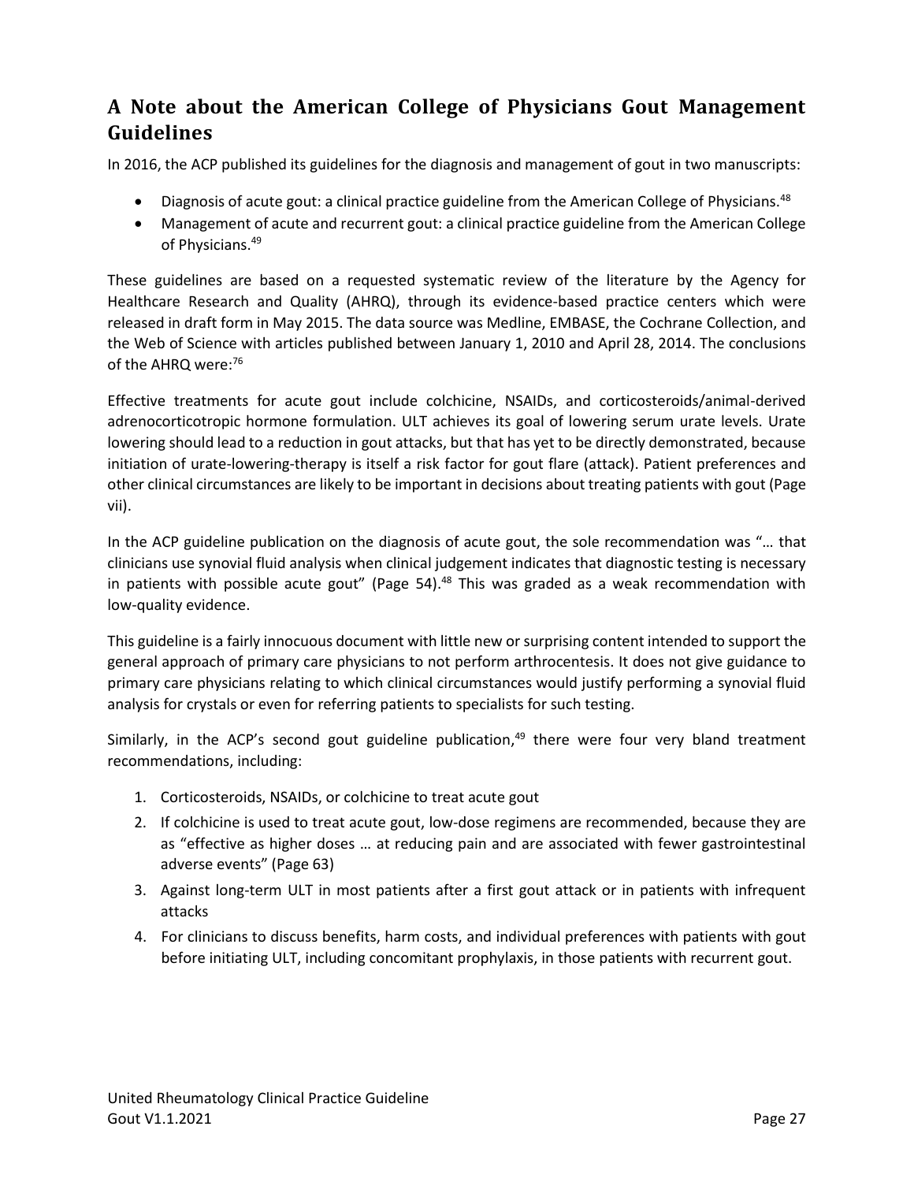## A Note about the American College of Physicians Gout Management Guidelines

In 2016, the ACP published its guidelines for the diagnosis and management of gout in two manuscripts:

- Diagnosis of acute gout: a clinical practice guideline from the American College of Physicians.[48]
- Management of acute and recurrent gout: a clinical practice guideline from the American College of Physicians.[49]

These guidelines are based on a requested systematic review of the literature by the Agency for Healthcare Research and Quality (AHRQ), through its evidence-based practice centers which were released in draft form in May 2015. The data source was Medline, EMBASE, the Cochrane Collection, and the Web of Science with articles published between January 1, 2010 and April 28, 2014. The conclusions of the AHRQ were:[76]

Effective treatments for acute gout include colchicine, NSAIDs, and corticosteroids/animal-derived adrenocorticotropic hormone formulation. ULT achieves its goal of lowering serum urate levels. Urate lowering should lead to a reduction in gout attacks, but that has yet to be directly demonstrated, because initiation of urate-lowering-therapy is itself a risk factor for gout flare (attack). Patient preferences and other clinical circumstances are likely to be important in decisions about treating patients with gout (Page vii).

In the ACP guideline publication on the diagnosis of acute gout, the sole recommendation was "… that clinicians use synovial fluid analysis when clinical judgement indicates that diagnostic testing is necessary in patients with possible acute gout" (Page 54).[48] This was graded as a weak recommendation with low-quality evidence.

This guideline is a fairly innocuous document with little new or surprising content intended to support the general approach of primary care physicians to not perform arthrocentesis. It does not give guidance to primary care physicians relating to which clinical circumstances would justify performing a synovial fluid analysis for crystals or even for referring patients to specialists for such testing.

Similarly, in the ACP's second gout guideline publication,[49] there were four very bland treatment recommendations, including:

1. Corticosteroids, NSAIDs, or colchicine to treat acute gout
2. If colchicine is used to treat acute gout, low-dose regimens are recommended, because they are as "effective as higher doses … at reducing pain and are associated with fewer gastrointestinal adverse events" (Page 63)
3. Against long-term ULT in most patients after a first gout attack or in patients with infrequent attacks
4. For clinicians to discuss benefits, harm costs, and individual preferences with patients with gout before initiating ULT, including concomitant prophylaxis, in those patients with recurrent gout.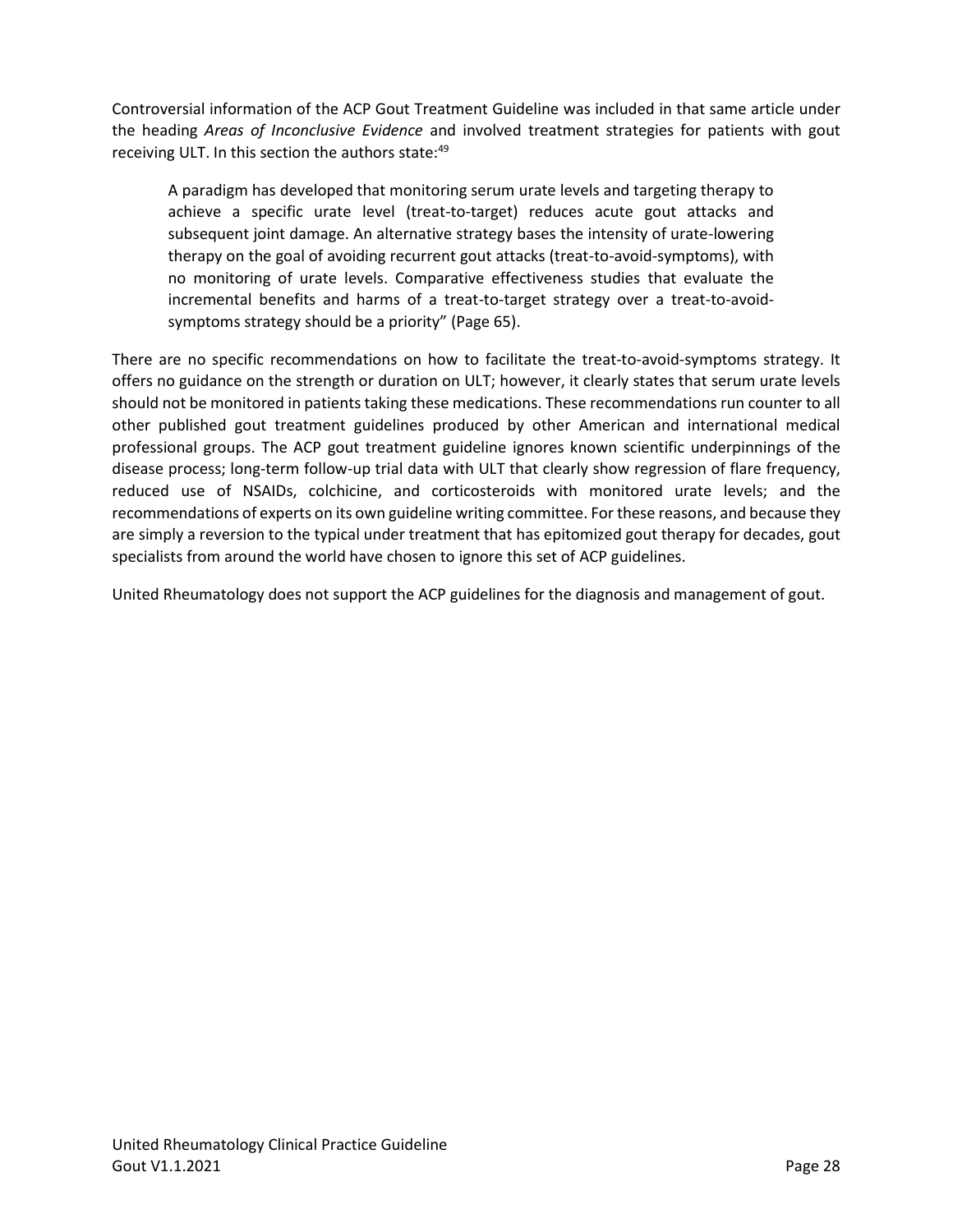Controversial information of the ACP Gout Treatment Guideline was included in that same article under the heading *Areas of Inconclusive Evidence* and involved treatment strategies for patients with gout receiving ULT. In this section the authors state:[49]

> A paradigm has developed that monitoring serum urate levels and targeting therapy to achieve a specific urate level (treat-to-target) reduces acute gout attacks and subsequent joint damage. An alternative strategy bases the intensity of urate-lowering therapy on the goal of avoiding recurrent gout attacks (treat-to-avoid-symptoms), with no monitoring of urate levels. Comparative effectiveness studies that evaluate the incremental benefits and harms of a treat-to-target strategy over a treat-to-avoid-symptoms strategy should be a priority" (Page 65).

There are no specific recommendations on how to facilitate the treat-to-avoid-symptoms strategy. It offers no guidance on the strength or duration on ULT; however, it clearly states that serum urate levels should not be monitored in patients taking these medications. These recommendations run counter to all other published gout treatment guidelines produced by other American and international medical professional groups. The ACP gout treatment guideline ignores known scientific underpinnings of the disease process; long-term follow-up trial data with ULT that clearly show regression of flare frequency, reduced use of NSAIDs, colchicine, and corticosteroids with monitored urate levels; and the recommendations of experts on its own guideline writing committee. For these reasons, and because they are simply a reversion to the typical under treatment that has epitomized gout therapy for decades, gout specialists from around the world have chosen to ignore this set of ACP guidelines.

United Rheumatology does not support the ACP guidelines for the diagnosis and management of gout.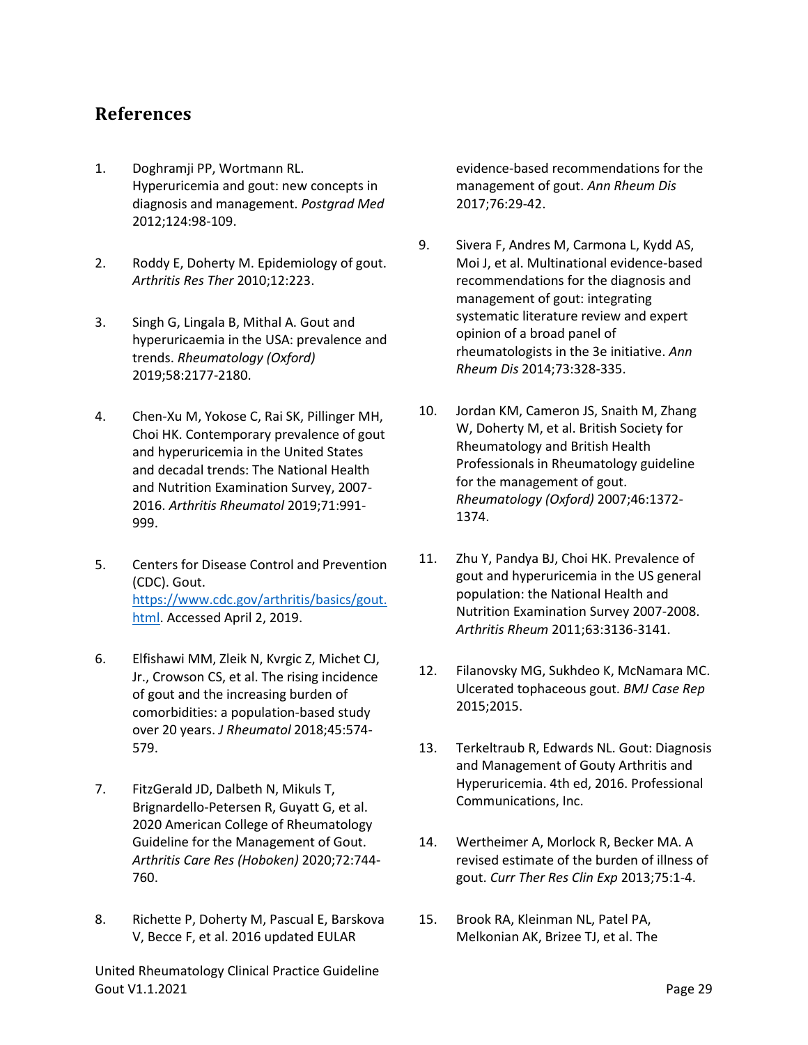## References

1. Doghramji PP, Wortmann RL. Hyperuricemia and gout: new concepts in diagnosis and management. *Postgrad Med* 2012;124:98-109.

2. Roddy E, Doherty M. Epidemiology of gout. *Arthritis Res Ther* 2010;12:223.

3. Singh G, Lingala B, Mithal A. Gout and hyperuricaemia in the USA: prevalence and trends. *Rheumatology (Oxford)* 2019;58:2177-2180.

4. Chen-Xu M, Yokose C, Rai SK, Pillinger MH, Choi HK. Contemporary prevalence of gout and hyperuricemia in the United States and decadal trends: The National Health and Nutrition Examination Survey, 2007-2016. *Arthritis Rheumatol* 2019;71:991-999.

5. Centers for Disease Control and Prevention (CDC). Gout. [https://www.cdc.gov/arthritis/basics/gout.html](https://www.cdc.gov/arthritis/basics/gout.html). Accessed April 2, 2019.

6. Elfishawi MM, Zleik N, Kvrgic Z, Michet CJ, Jr., Crowson CS, et al. The rising incidence of gout and the increasing burden of comorbidities: a population-based study over 20 years. *J Rheumatol* 2018;45:574-579.

7. FitzGerald JD, Dalbeth N, Mikuls T, Brignardello-Petersen R, Guyatt G, et al. 2020 American College of Rheumatology Guideline for the Management of Gout. *Arthritis Care Res (Hoboken)* 2020;72:744-760.

8. Richette P, Doherty M, Pascual E, Barskova V, Becce F, et al. 2016 updated EULAR evidence-based recommendations for the management of gout. *Ann Rheum Dis* 2017;76:29-42.

9. Sivera F, Andres M, Carmona L, Kydd AS, Moi J, et al. Multinational evidence-based recommendations for the diagnosis and management of gout: integrating systematic literature review and expert opinion of a broad panel of rheumatologists in the 3e initiative. *Ann Rheum Dis* 2014;73:328-335.

10. Jordan KM, Cameron JS, Snaith M, Zhang W, Doherty M, et al. British Society for Rheumatology and British Health Professionals in Rheumatology guideline for the management of gout. *Rheumatology (Oxford)* 2007;46:1372-1374.

11. Zhu Y, Pandya BJ, Choi HK. Prevalence of gout and hyperuricemia in the US general population: the National Health and Nutrition Examination Survey 2007-2008. *Arthritis Rheum* 2011;63:3136-3141.

12. Filanovsky MG, Sukhdeo K, McNamara MC. Ulcerated tophaceous gout. *BMJ Case Rep* 2015;2015.

13. Terkeltraub R, Edwards NL. Gout: Diagnosis and Management of Gouty Arthritis and Hyperuricemia. 4th ed, 2016. Professional Communications, Inc.

14. Wertheimer A, Morlock R, Becker MA. A revised estimate of the burden of illness of gout. *Curr Ther Res Clin Exp* 2013;75:1-4.

15. Brook RA, Kleinman NL, Patel PA, Melkonian AK, Brizee TJ, et al. The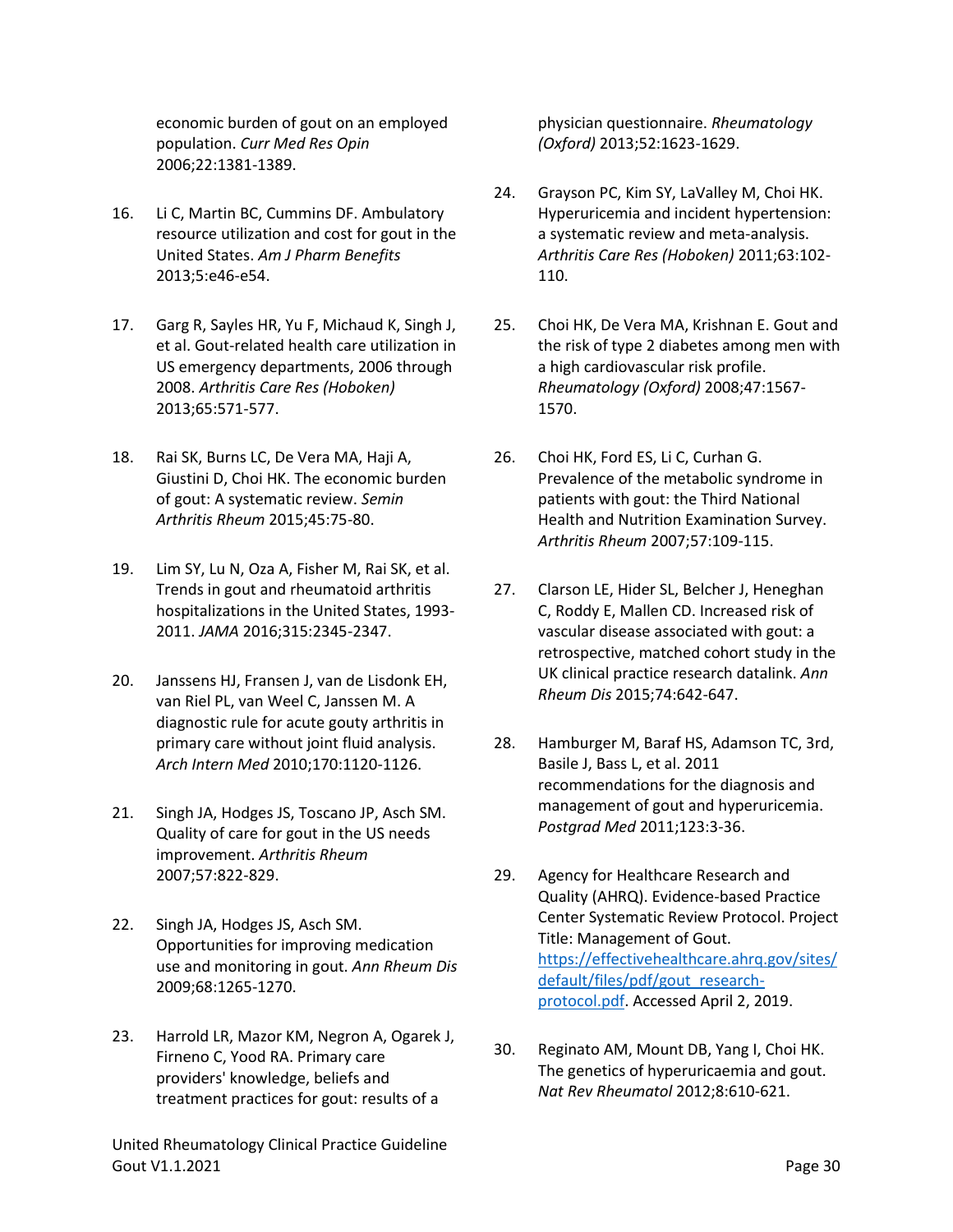economic burden of gout on an employed population. *Curr Med Res Opin* 2006;22:1381-1389.

16. Li C, Martin BC, Cummins DF. Ambulatory resource utilization and cost for gout in the United States. *Am J Pharm Benefits* 2013;5:e46-e54.

17. Garg R, Sayles HR, Yu F, Michaud K, Singh J, et al. Gout-related health care utilization in US emergency departments, 2006 through 2008. *Arthritis Care Res (Hoboken)* 2013;65:571-577.

18. Rai SK, Burns LC, De Vera MA, Haji A, Giustini D, Choi HK. The economic burden of gout: A systematic review. *Semin Arthritis Rheum* 2015;45:75-80.

19. Lim SY, Lu N, Oza A, Fisher M, Rai SK, et al. Trends in gout and rheumatoid arthritis hospitalizations in the United States, 1993-2011. *JAMA* 2016;315:2345-2347.

20. Janssens HJ, Fransen J, van de Lisdonk EH, van Riel PL, van Weel C, Janssen M. A diagnostic rule for acute gouty arthritis in primary care without joint fluid analysis. *Arch Intern Med* 2010;170:1120-1126.

21. Singh JA, Hodges JS, Toscano JP, Asch SM. Quality of care for gout in the US needs improvement. *Arthritis Rheum* 2007;57:822-829.

22. Singh JA, Hodges JS, Asch SM. Opportunities for improving medication use and monitoring in gout. *Ann Rheum Dis* 2009;68:1265-1270.

23. Harrold LR, Mazor KM, Negron A, Ogarek J, Firneno C, Yood RA. Primary care providers' knowledge, beliefs and treatment practices for gout: results of a physician questionnaire. *Rheumatology (Oxford)* 2013;52:1623-1629.

24. Grayson PC, Kim SY, LaValley M, Choi HK. Hyperuricemia and incident hypertension: a systematic review and meta-analysis. *Arthritis Care Res (Hoboken)* 2011;63:102-110.

25. Choi HK, De Vera MA, Krishnan E. Gout and the risk of type 2 diabetes among men with a high cardiovascular risk profile. *Rheumatology (Oxford)* 2008;47:1567-1570.

26. Choi HK, Ford ES, Li C, Curhan G. Prevalence of the metabolic syndrome in patients with gout: the Third National Health and Nutrition Examination Survey. *Arthritis Rheum* 2007;57:109-115.

27. Clarson LE, Hider SL, Belcher J, Heneghan C, Roddy E, Mallen CD. Increased risk of vascular disease associated with gout: a retrospective, matched cohort study in the UK clinical practice research datalink. *Ann Rheum Dis* 2015;74:642-647.

28. Hamburger M, Baraf HS, Adamson TC, 3rd, Basile J, Bass L, et al. 2011 recommendations for the diagnosis and management of gout and hyperuricemia. *Postgrad Med* 2011;123:3-36.

29. Agency for Healthcare Research and Quality (AHRQ). Evidence-based Practice Center Systematic Review Protocol. Project Title: Management of Gout. [https://effectivehealthcare.ahrq.gov/sites/default/files/pdf/gout_research-protocol.pdf](https://effectivehealthcare.ahrq.gov/sites/default/files/pdf/gout_research-protocol.pdf). Accessed April 2, 2019.

30. Reginato AM, Mount DB, Yang I, Choi HK. The genetics of hyperuricaemia and gout. *Nat Rev Rheumatol* 2012;8:610-621.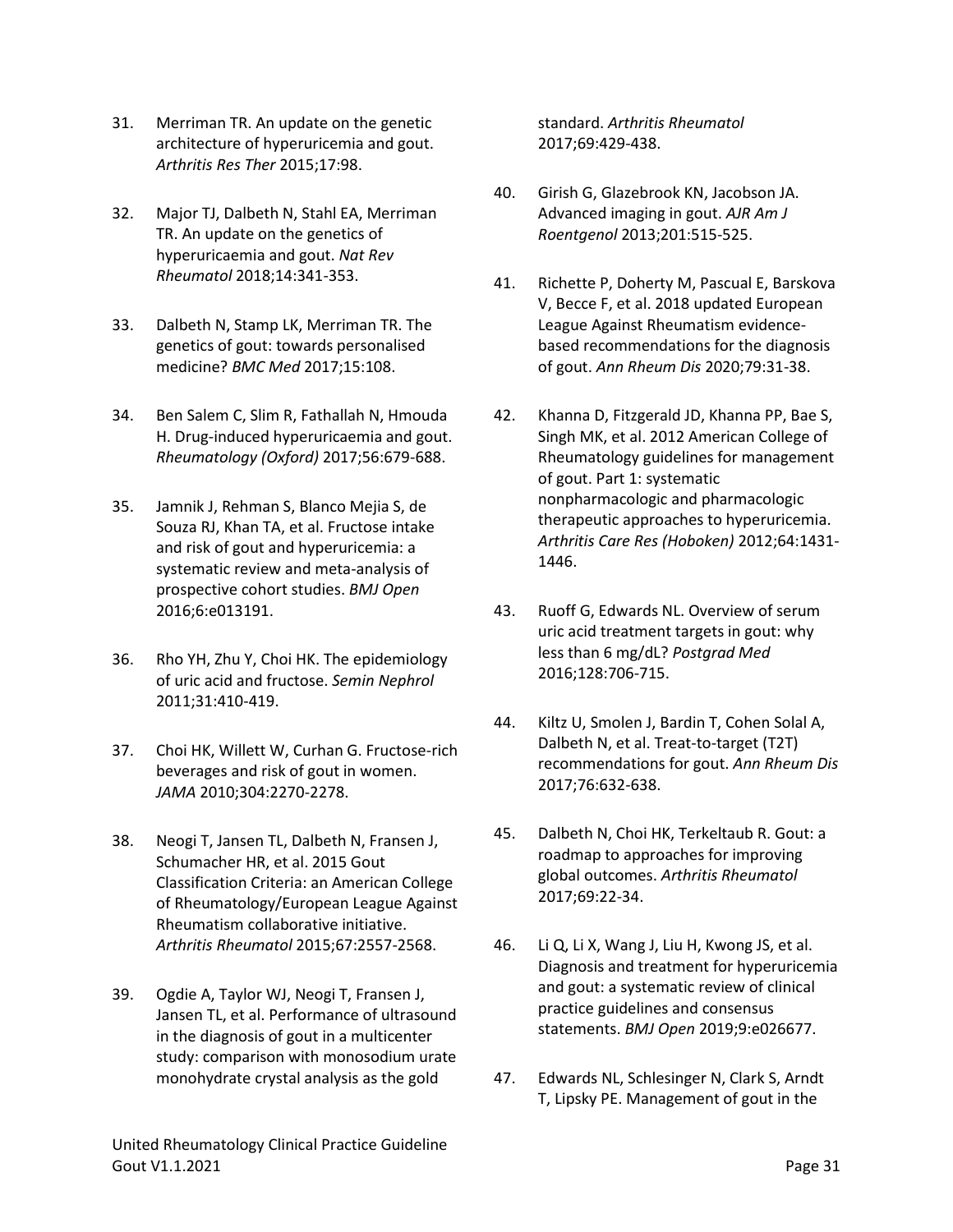31. Merriman TR. An update on the genetic architecture of hyperuricemia and gout. *Arthritis Res Ther* 2015;17:98.

32. Major TJ, Dalbeth N, Stahl EA, Merriman TR. An update on the genetics of hyperuricaemia and gout. *Nat Rev Rheumatol* 2018;14:341-353.

33. Dalbeth N, Stamp LK, Merriman TR. The genetics of gout: towards personalised medicine? *BMC Med* 2017;15:108.

34. Ben Salem C, Slim R, Fathallah N, Hmouda H. Drug-induced hyperuricaemia and gout. *Rheumatology (Oxford)* 2017;56:679-688.

35. Jamnik J, Rehman S, Blanco Mejia S, de Souza RJ, Khan TA, et al. Fructose intake and risk of gout and hyperuricemia: a systematic review and meta-analysis of prospective cohort studies. *BMJ Open* 2016;6:e013191.

36. Rho YH, Zhu Y, Choi HK. The epidemiology of uric acid and fructose. *Semin Nephrol* 2011;31:410-419.

37. Choi HK, Willett W, Curhan G. Fructose-rich beverages and risk of gout in women. *JAMA* 2010;304:2270-2278.

38. Neogi T, Jansen TL, Dalbeth N, Fransen J, Schumacher HR, et al. 2015 Gout Classification Criteria: an American College of Rheumatology/European League Against Rheumatism collaborative initiative. *Arthritis Rheumatol* 2015;67:2557-2568.

39. Ogdie A, Taylor WJ, Neogi T, Fransen J, Jansen TL, et al. Performance of ultrasound in the diagnosis of gout in a multicenter study: comparison with monosodium urate monohydrate crystal analysis as the gold standard. *Arthritis Rheumatol* 2017;69:429-438.

40. Girish G, Glazebrook KN, Jacobson JA. Advanced imaging in gout. *AJR Am J Roentgenol* 2013;201:515-525.

41. Richette P, Doherty M, Pascual E, Barskova V, Becce F, et al. 2018 updated European League Against Rheumatism evidence-based recommendations for the diagnosis of gout. *Ann Rheum Dis* 2020;79:31-38.

42. Khanna D, Fitzgerald JD, Khanna PP, Bae S, Singh MK, et al. 2012 American College of Rheumatology guidelines for management of gout. Part 1: systematic nonpharmacologic and pharmacologic therapeutic approaches to hyperuricemia. *Arthritis Care Res (Hoboken)* 2012;64:1431-1446.

43. Ruoff G, Edwards NL. Overview of serum uric acid treatment targets in gout: why less than 6 mg/dL? *Postgrad Med* 2016;128:706-715.

44. Kiltz U, Smolen J, Bardin T, Cohen Solal A, Dalbeth N, et al. Treat-to-target (T2T) recommendations for gout. *Ann Rheum Dis* 2017;76:632-638.

45. Dalbeth N, Choi HK, Terkeltaub R. Gout: a roadmap to approaches for improving global outcomes. *Arthritis Rheumatol* 2017;69:22-34.

46. Li Q, Li X, Wang J, Liu H, Kwong JS, et al. Diagnosis and treatment for hyperuricemia and gout: a systematic review of clinical practice guidelines and consensus statements. *BMJ Open* 2019;9:e026677.

47. Edwards NL, Schlesinger N, Clark S, Arndt T, Lipsky PE. Management of gout in the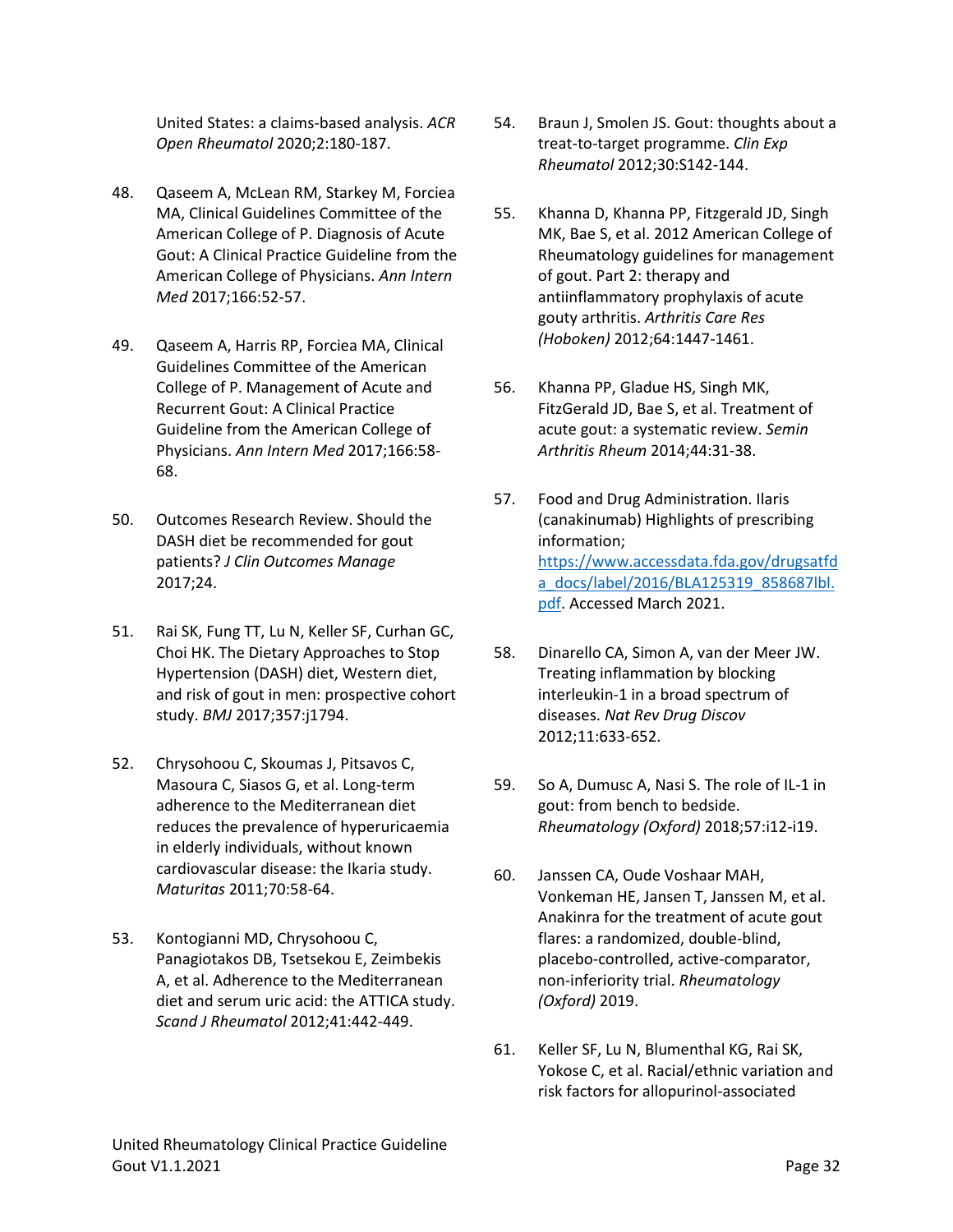United States: a claims-based analysis. *ACR Open Rheumatol* 2020;2:180-187.

48. Qaseem A, McLean RM, Starkey M, Forciea MA, Clinical Guidelines Committee of the American College of P. Diagnosis of Acute Gout: A Clinical Practice Guideline from the American College of Physicians. *Ann Intern Med* 2017;166:52-57.

49. Qaseem A, Harris RP, Forciea MA, Clinical Guidelines Committee of the American College of P. Management of Acute and Recurrent Gout: A Clinical Practice Guideline from the American College of Physicians. *Ann Intern Med* 2017;166:58-68.

50. Outcomes Research Review. Should the DASH diet be recommended for gout patients? *J Clin Outcomes Manage* 2017;24.

51. Rai SK, Fung TT, Lu N, Keller SF, Curhan GC, Choi HK. The Dietary Approaches to Stop Hypertension (DASH) diet, Western diet, and risk of gout in men: prospective cohort study. *BMJ* 2017;357:j1794.

52. Chrysohoou C, Skoumas J, Pitsavos C, Masoura C, Siasos G, et al. Long-term adherence to the Mediterranean diet reduces the prevalence of hyperuricaemia in elderly individuals, without known cardiovascular disease: the Ikaria study. *Maturitas* 2011;70:58-64.

53. Kontogianni MD, Chrysohoou C, Panagiotakos DB, Tsetsekou E, Zeimbekis A, et al. Adherence to the Mediterranean diet and serum uric acid: the ATTICA study. *Scand J Rheumatol* 2012;41:442-449.

54. Braun J, Smolen JS. Gout: thoughts about a treat-to-target programme. *Clin Exp Rheumatol* 2012;30:S142-144.

55. Khanna D, Khanna PP, Fitzgerald JD, Singh MK, Bae S, et al. 2012 American College of Rheumatology guidelines for management of gout. Part 2: therapy and antiinflammatory prophylaxis of acute gouty arthritis. *Arthritis Care Res (Hoboken)* 2012;64:1447-1461.

56. Khanna PP, Gladue HS, Singh MK, FitzGerald JD, Bae S, et al. Treatment of acute gout: a systematic review. *Semin Arthritis Rheum* 2014;44:31-38.

57. Food and Drug Administration. Ilaris (canakinumab) Highlights of prescribing information; [https://www.accessdata.fda.gov/drugsatfda_docs/label/2016/BLA125319_858687lbl.pdf](https://www.accessdata.fda.gov/drugsatfda_docs/label/2016/BLA125319_858687lbl.pdf). Accessed March 2021.

58. Dinarello CA, Simon A, van der Meer JW. Treating inflammation by blocking interleukin-1 in a broad spectrum of diseases. *Nat Rev Drug Discov* 2012;11:633-652.

59. So A, Dumusc A, Nasi S. The role of IL-1 in gout: from bench to bedside. *Rheumatology (Oxford)* 2018;57:i12-i19.

60. Janssen CA, Oude Voshaar MAH, Vonkeman HE, Jansen T, Janssen M, et al. Anakinra for the treatment of acute gout flares: a randomized, double-blind, placebo-controlled, active-comparator, non-inferiority trial. *Rheumatology (Oxford)* 2019.

61. Keller SF, Lu N, Blumenthal KG, Rai SK, Yokose C, et al. Racial/ethnic variation and risk factors for allopurinol-associated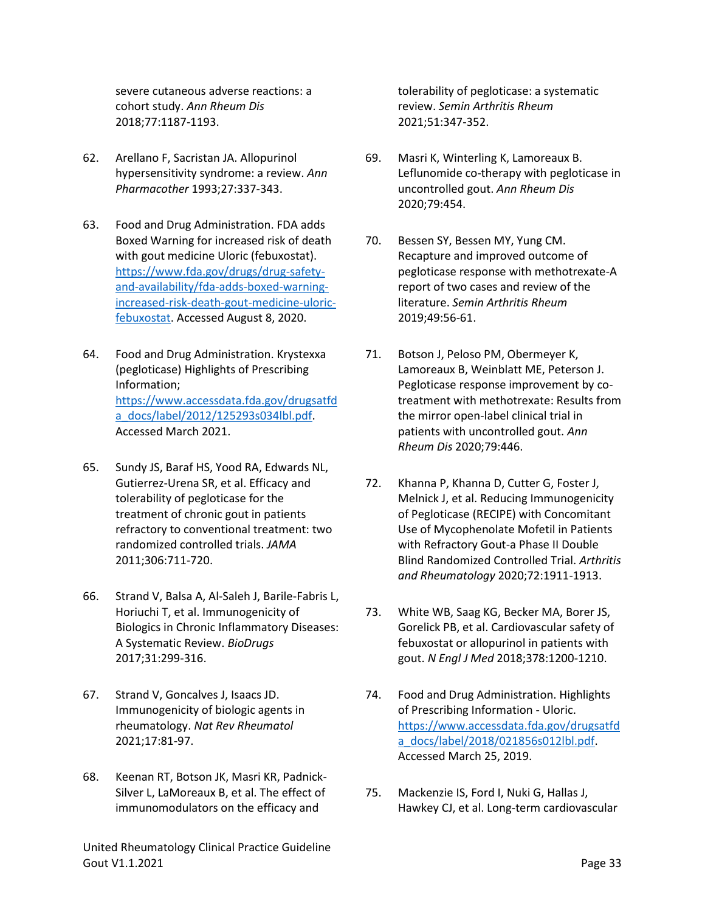severe cutaneous adverse reactions: a cohort study. *Ann Rheum Dis* 2018;77:1187-1193.

62. Arellano F, Sacristan JA. Allopurinol hypersensitivity syndrome: a review. *Ann Pharmacother* 1993;27:337-343.

63. Food and Drug Administration. FDA adds Boxed Warning for increased risk of death with gout medicine Uloric (febuxostat). https://www.fda.gov/drugs/drug-safety-and-availability/fda-adds-boxed-warning-increased-risk-death-gout-medicine-uloric-febuxostat. Accessed August 8, 2020.

64. Food and Drug Administration. Krystexxa (pegloticase) Highlights of Prescribing Information; https://www.accessdata.fda.gov/drugsatfda_docs/label/2012/125293s034lbl.pdf. Accessed March 2021.

65. Sundy JS, Baraf HS, Yood RA, Edwards NL, Gutierrez-Urena SR, et al. Efficacy and tolerability of pegloticase for the treatment of chronic gout in patients refractory to conventional treatment: two randomized controlled trials. *JAMA* 2011;306:711-720.

66. Strand V, Balsa A, Al-Saleh J, Barile-Fabris L, Horiuchi T, et al. Immunogenicity of Biologics in Chronic Inflammatory Diseases: A Systematic Review. *BioDrugs* 2017;31:299-316.

67. Strand V, Goncalves J, Isaacs JD. Immunogenicity of biologic agents in rheumatology. *Nat Rev Rheumatol* 2021;17:81-97.

68. Keenan RT, Botson JK, Masri KR, Padnick-Silver L, LaMoreaux B, et al. The effect of immunomodulators on the efficacy and tolerability of pegloticase: a systematic review. *Semin Arthritis Rheum* 2021;51:347-352.

69. Masri K, Winterling K, Lamoreaux B. Leflunomide co-therapy with pegloticase in uncontrolled gout. *Ann Rheum Dis* 2020;79:454.

70. Bessen SY, Bessen MY, Yung CM. Recapture and improved outcome of pegloticase response with methotrexate-A report of two cases and review of the literature. *Semin Arthritis Rheum* 2019;49:56-61.

71. Botson J, Peloso PM, Obermeyer K, Lamoreaux B, Weinblatt ME, Peterson J. Pegloticase response improvement by co-treatment with methotrexate: Results from the mirror open-label clinical trial in patients with uncontrolled gout. *Ann Rheum Dis* 2020;79:446.

72. Khanna P, Khanna D, Cutter G, Foster J, Melnick J, et al. Reducing Immunogenicity of Pegloticase (RECIPE) with Concomitant Use of Mycophenolate Mofetil in Patients with Refractory Gout-a Phase II Double Blind Randomized Controlled Trial. *Arthritis and Rheumatology* 2020;72:1911-1913.

73. White WB, Saag KG, Becker MA, Borer JS, Gorelick PB, et al. Cardiovascular safety of febuxostat or allopurinol in patients with gout. *N Engl J Med* 2018;378:1200-1210.

74. Food and Drug Administration. Highlights of Prescribing Information - Uloric. https://www.accessdata.fda.gov/drugsatfda_docs/label/2018/021856s012lbl.pdf. Accessed March 25, 2019.

75. Mackenzie IS, Ford I, Nuki G, Hallas J, Hawkey CJ, et al. Long-term cardiovascular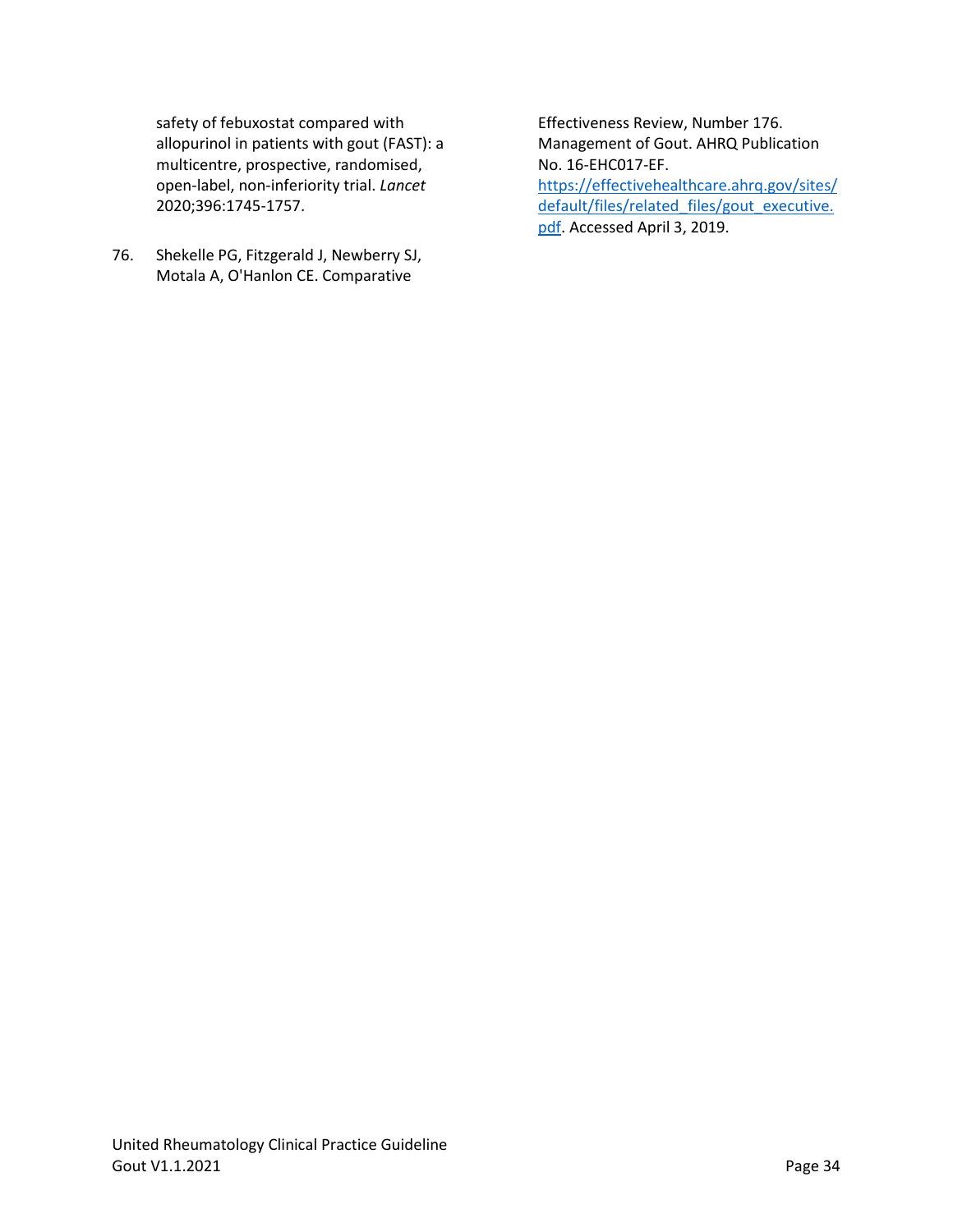safety of febuxostat compared with allopurinol in patients with gout (FAST): a multicentre, prospective, randomised, open-label, non-inferiority trial. *Lancet* 2020;396:1745-1757.

76. Shekelle PG, Fitzgerald J, Newberry SJ, Motala A, O'Hanlon CE. Comparative Effectiveness Review, Number 176. Management of Gout. AHRQ Publication No. 16-EHC017-EF. [https://effectivehealthcare.ahrq.gov/sites/default/files/related_files/gout_executive.pdf](https://effectivehealthcare.ahrq.gov/sites/default/files/related_files/gout_executive.pdf). Accessed April 3, 2019.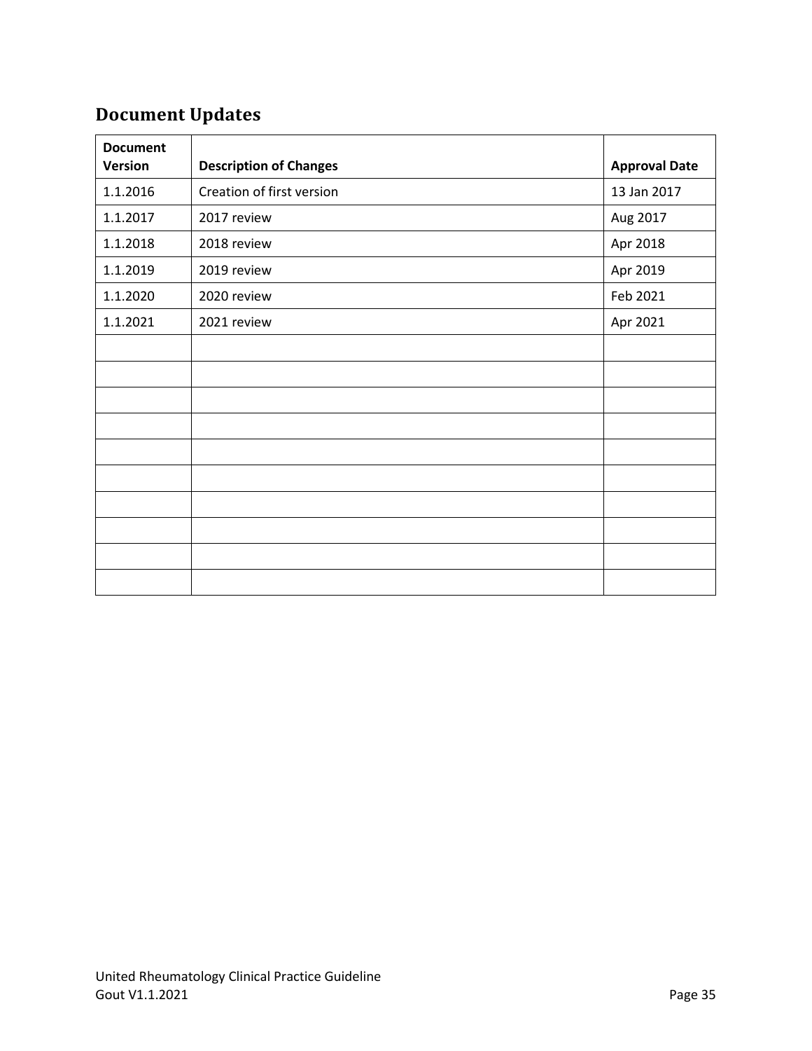## Document Updates

| Document Version | Description of Changes | Approval Date |
|---|---|---|
| 1.1.2016 | Creation of first version | 13 Jan 2017 |
| 1.1.2017 | 2017 review | Aug 2017 |
| 1.1.2018 | 2018 review | Apr 2018 |
| 1.1.2019 | 2019 review | Apr 2019 |
| 1.1.2020 | 2020 review | Feb 2021 |
| 1.1.2021 | 2021 review | Apr 2021 |
| | | |
| | | |
| | | |
| | | |
| | | |
| | | |
| | | |
| | | |
| | | |
| | | |